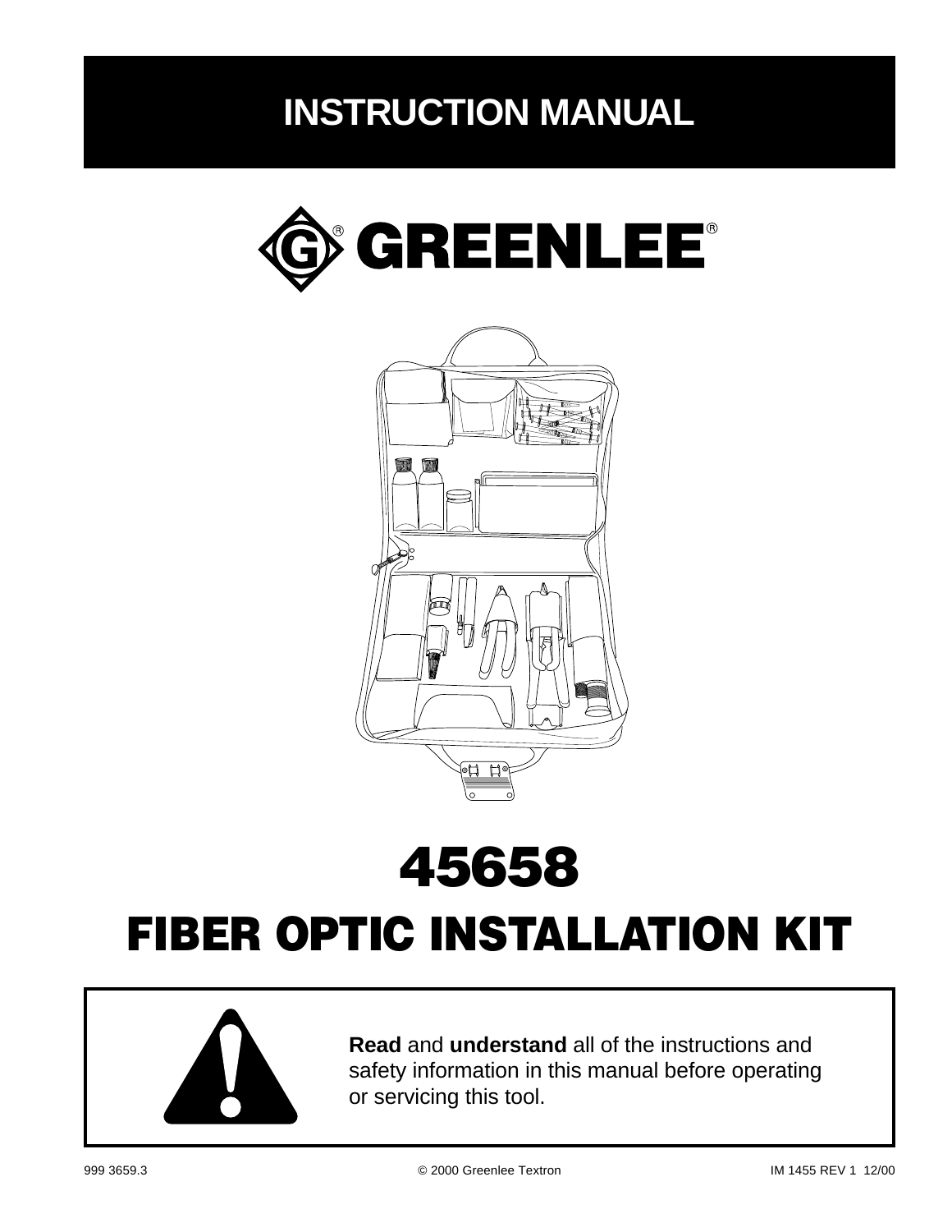# INSTRUCTION MANUAL

GREENLEE®

# 45658

# FIBER OPTIC INSTALLATION KIT

**Read** and **understand** all of the instructions and safety information in this manual before operating or servicing this tool.

999 3659.3 © 2000 Greenlee Textron IM 1455 REV 1 12/00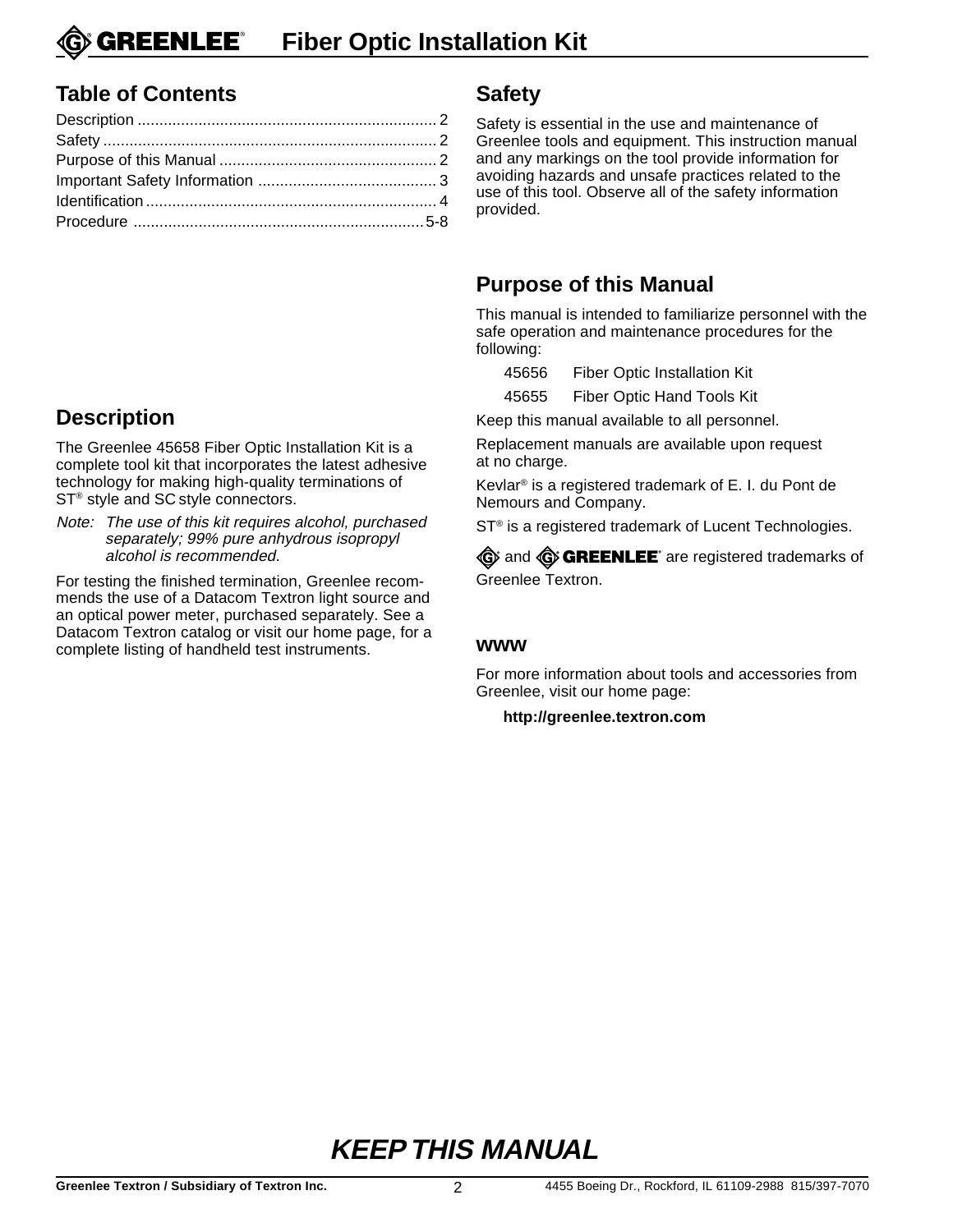## Table of Contents

Description ..................................................................... 2
Safety ............................................................................. 2
Purpose of this Manual .................................................. 2
Important Safety Information ......................................... 3
Identification ................................................................... 4
Procedure ..................................................................... 5-8

## Description

The Greenlee 45658 Fiber Optic Installation Kit is a complete tool kit that incorporates the latest adhesive technology for making high-quality terminations of ST® style and SC style connectors.

*Note: The use of this kit requires alcohol, purchased separately; 99% pure anhydrous isopropyl alcohol is recommended.*

For testing the finished termination, Greenlee recommends the use of a Datacom Textron light source and an optical power meter, purchased separately. See a Datacom Textron catalog or visit our home page, for a complete listing of handheld test instruments.

## Safety

Safety is essential in the use and maintenance of Greenlee tools and equipment. This instruction manual and any markings on the tool provide information for avoiding hazards and unsafe practices related to the use of this tool. Observe all of the safety information provided.

## Purpose of this Manual

This manual is intended to familiarize personnel with the safe operation and maintenance procedures for the following:

45656 Fiber Optic Installation Kit

45655 Fiber Optic Hand Tools Kit

Keep this manual available to all personnel.

Replacement manuals are available upon request at no charge.

Kevlar® is a registered trademark of E. I. du Pont de Nemours and Company.

ST® is a registered trademark of Lucent Technologies.

G and GREENLEE® are registered trademarks of Greenlee Textron.

### WWW

For more information about tools and accessories from Greenlee, visit our home page:

**http://greenlee.textron.com**

**KEEP THIS MANUAL**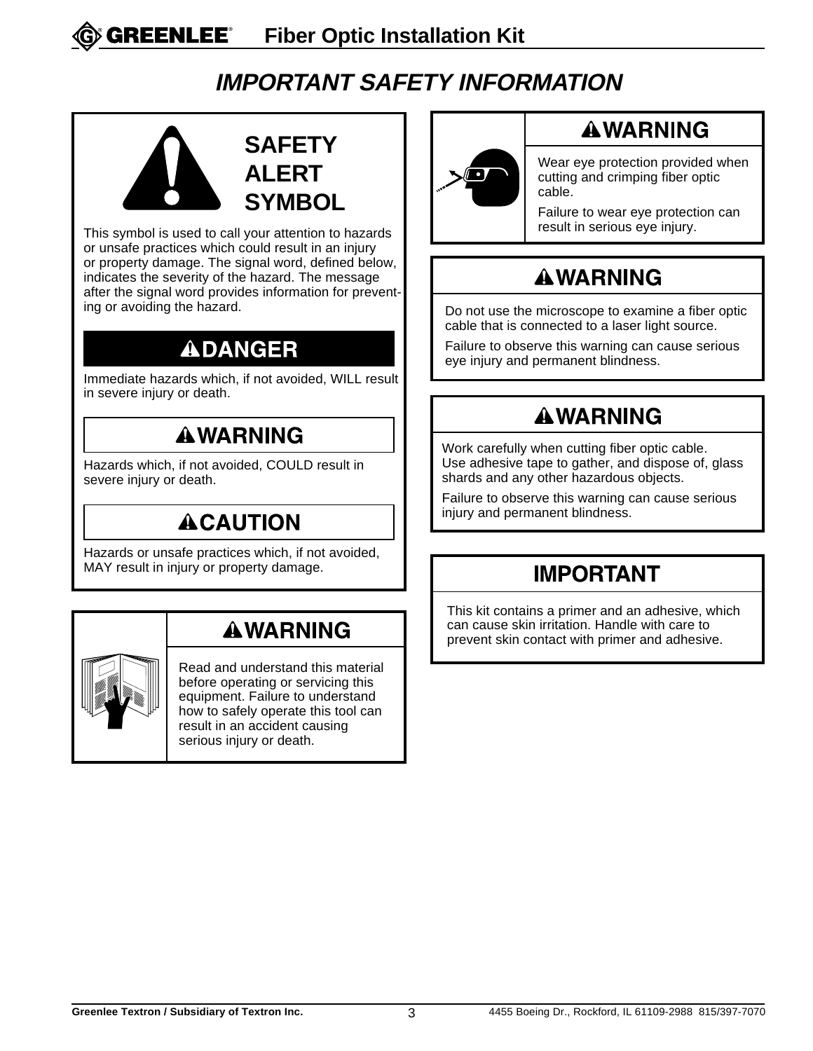# IMPORTANT SAFETY INFORMATION

## SAFETY ALERT SYMBOL

This symbol is used to call your attention to hazards or unsafe practices which could result in an injury or property damage. The signal word, defined below, indicates the severity of the hazard. The message after the signal word provides information for preventing or avoiding the hazard.

### ⚠DANGER

Immediate hazards which, if not avoided, WILL result in severe injury or death.

### ⚠WARNING

Hazards which, if not avoided, COULD result in severe injury or death.

### ⚠CAUTION

Hazards or unsafe practices which, if not avoided, MAY result in injury or property damage.

### ⚠WARNING

Read and understand this material before operating or servicing this equipment. Failure to understand how to safely operate this tool can result in an accident causing serious injury or death.

### ⚠WARNING

Wear eye protection provided when cutting and crimping fiber optic cable.

Failure to wear eye protection can result in serious eye injury.

### ⚠WARNING

Do not use the microscope to examine a fiber optic cable that is connected to a laser light source.

Failure to observe this warning can cause serious eye injury and permanent blindness.

### ⚠WARNING

Work carefully when cutting fiber optic cable. Use adhesive tape to gather, and dispose of, glass shards and any other hazardous objects.

Failure to observe this warning can cause serious injury and permanent blindness.

### IMPORTANT

This kit contains a primer and an adhesive, which can cause skin irritation. Handle with care to prevent skin contact with primer and adhesive.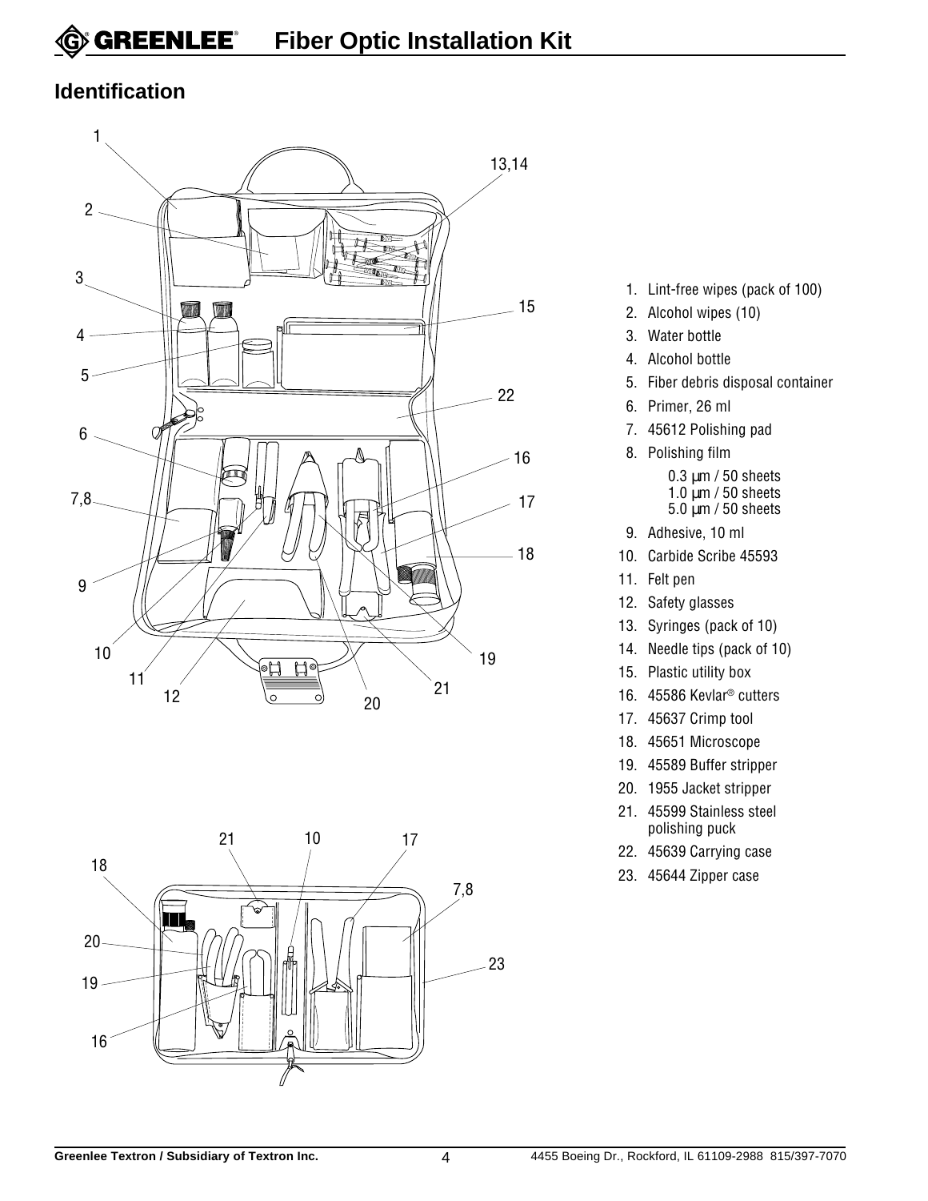## Identification

1. Lint-free wipes (pack of 100)
2. Alcohol wipes (10)
3. Water bottle
4. Alcohol bottle
5. Fiber debris disposal container
6. Primer, 26 ml
7. 45612 Polishing pad
8. Polishing film
   - 0.3 µm / 50 sheets
   - 1.0 µm / 50 sheets
   - 5.0 µm / 50 sheets
9. Adhesive, 10 ml
10. Carbide Scribe 45593
11. Felt pen
12. Safety glasses
13. Syringes (pack of 10)
14. Needle tips (pack of 10)
15. Plastic utility box
16. 45586 Kevlar® cutters
17. 45637 Crimp tool
18. 45651 Microscope
19. 45589 Buffer stripper
20. 1955 Jacket stripper
21. 45599 Stainless steel polishing puck
22. 45639 Carrying case
23. 45644 Zipper case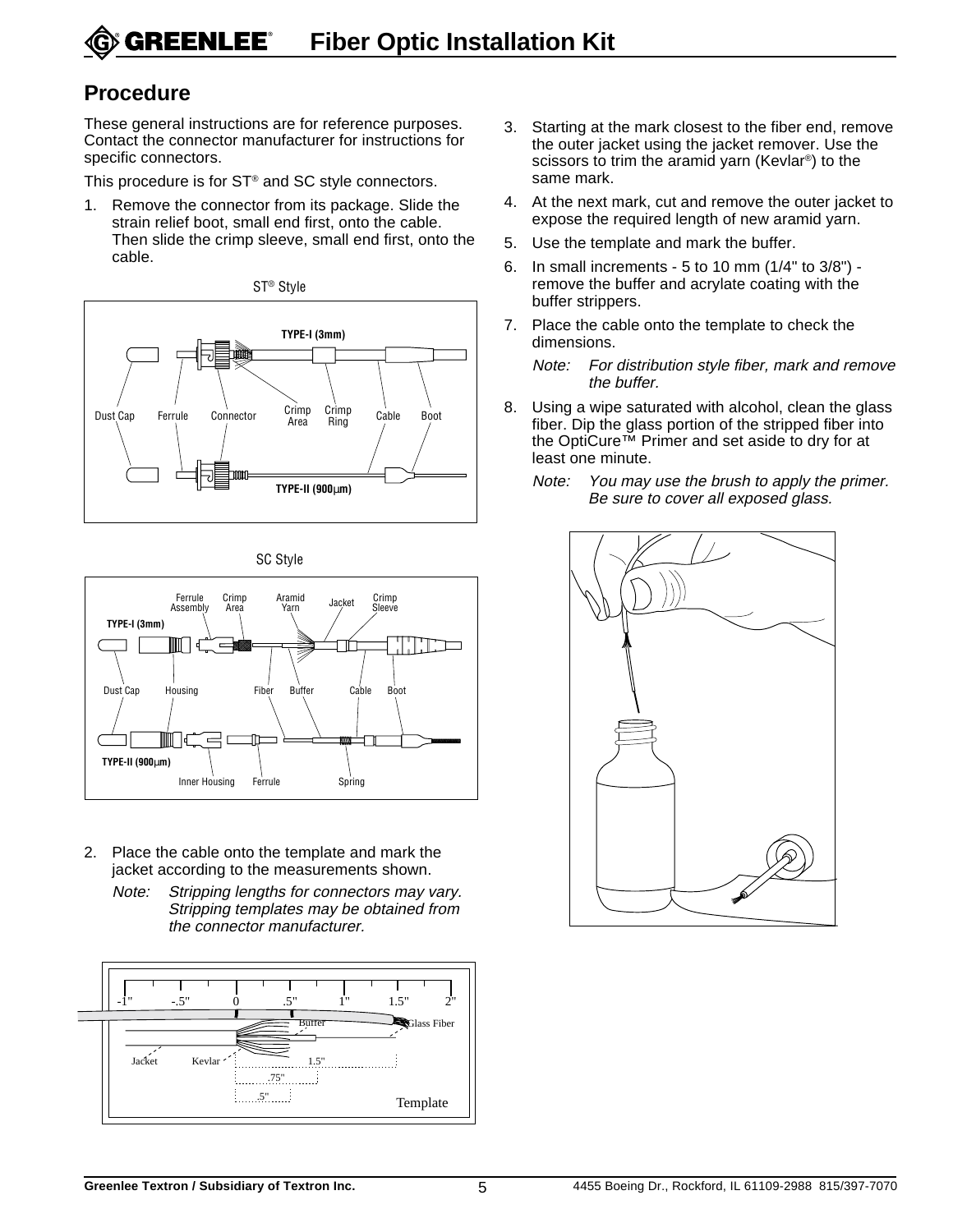## Procedure

These general instructions are for reference purposes. Contact the connector manufacturer for instructions for specific connectors.

This procedure is for ST® and SC style connectors.

1. Remove the connector from its package. Slide the strain relief boot, small end first, onto the cable. Then slide the crimp sleeve, small end first, onto the cable.

ST® Style

SC Style

2. Place the cable onto the template and mark the jacket according to the measurements shown.

   *Note: Stripping lengths for connectors may vary. Stripping templates may be obtained from the connector manufacturer.*

3. Starting at the mark closest to the fiber end, remove the outer jacket using the jacket remover. Use the scissors to trim the aramid yarn (Kevlar®) to the same mark.
4. At the next mark, cut and remove the outer jacket to expose the required length of new aramid yarn.
5. Use the template and mark the buffer.
6. In small increments - 5 to 10 mm (1/4" to 3/8") - remove the buffer and acrylate coating with the buffer strippers.
7. Place the cable onto the template to check the dimensions.

   *Note: For distribution style fiber, mark and remove the buffer.*

8. Using a wipe saturated with alcohol, clean the glass fiber. Dip the glass portion of the stripped fiber into the OptiCure™ Primer and set aside to dry for at least one minute.

   *Note: You may use the brush to apply the primer. Be sure to cover all exposed glass.*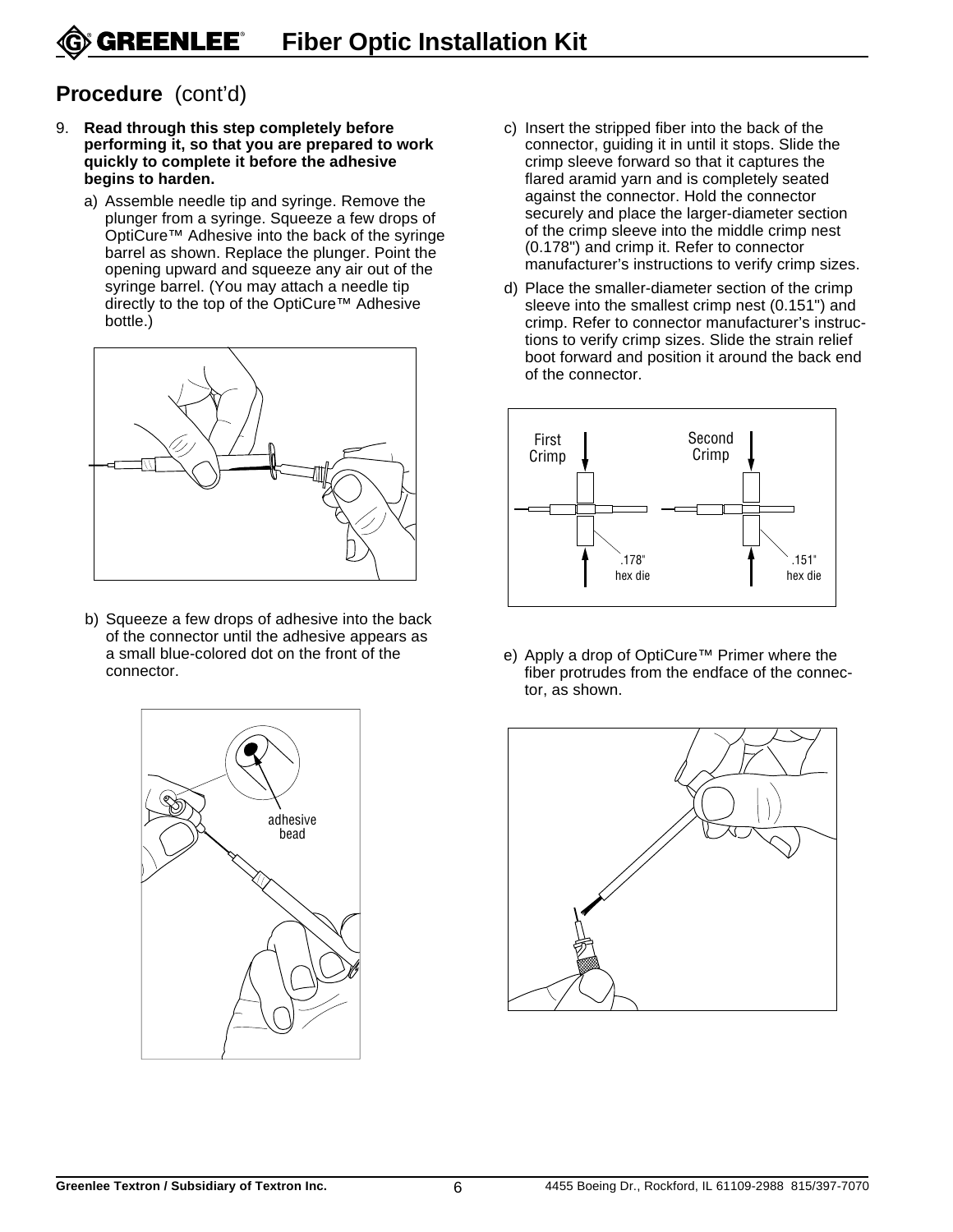## Procedure (cont'd)

9. **Read through this step completely before performing it, so that you are prepared to work quickly to complete it before the adhesive begins to harden.**

   a) Assemble needle tip and syringe. Remove the plunger from a syringe. Squeeze a few drops of OptiCure™ Adhesive into the back of the syringe barrel as shown. Replace the plunger. Point the opening upward and squeeze any air out of the syringe barrel. (You may attach a needle tip directly to the top of the OptiCure™ Adhesive bottle.)

   b) Squeeze a few drops of adhesive into the back of the connector until the adhesive appears as a small blue-colored dot on the front of the connector.

   adhesive bead

   c) Insert the stripped fiber into the back of the connector, guiding it in until it stops. Slide the crimp sleeve forward so that it captures the flared aramid yarn and is completely seated against the connector. Hold the connector securely and place the larger-diameter section of the crimp sleeve into the middle crimp nest (0.178") and crimp it. Refer to connector manufacturer's instructions to verify crimp sizes.

   d) Place the smaller-diameter section of the crimp sleeve into the smallest crimp nest (0.151") and crimp. Refer to connector manufacturer's instructions to verify crimp sizes. Slide the strain relief boot forward and position it around the back end of the connector.

   First Crimp — .178" hex die

   Second Crimp — .151" hex die

   e) Apply a drop of OptiCure™ Primer where the fiber protrudes from the endface of the connector, as shown.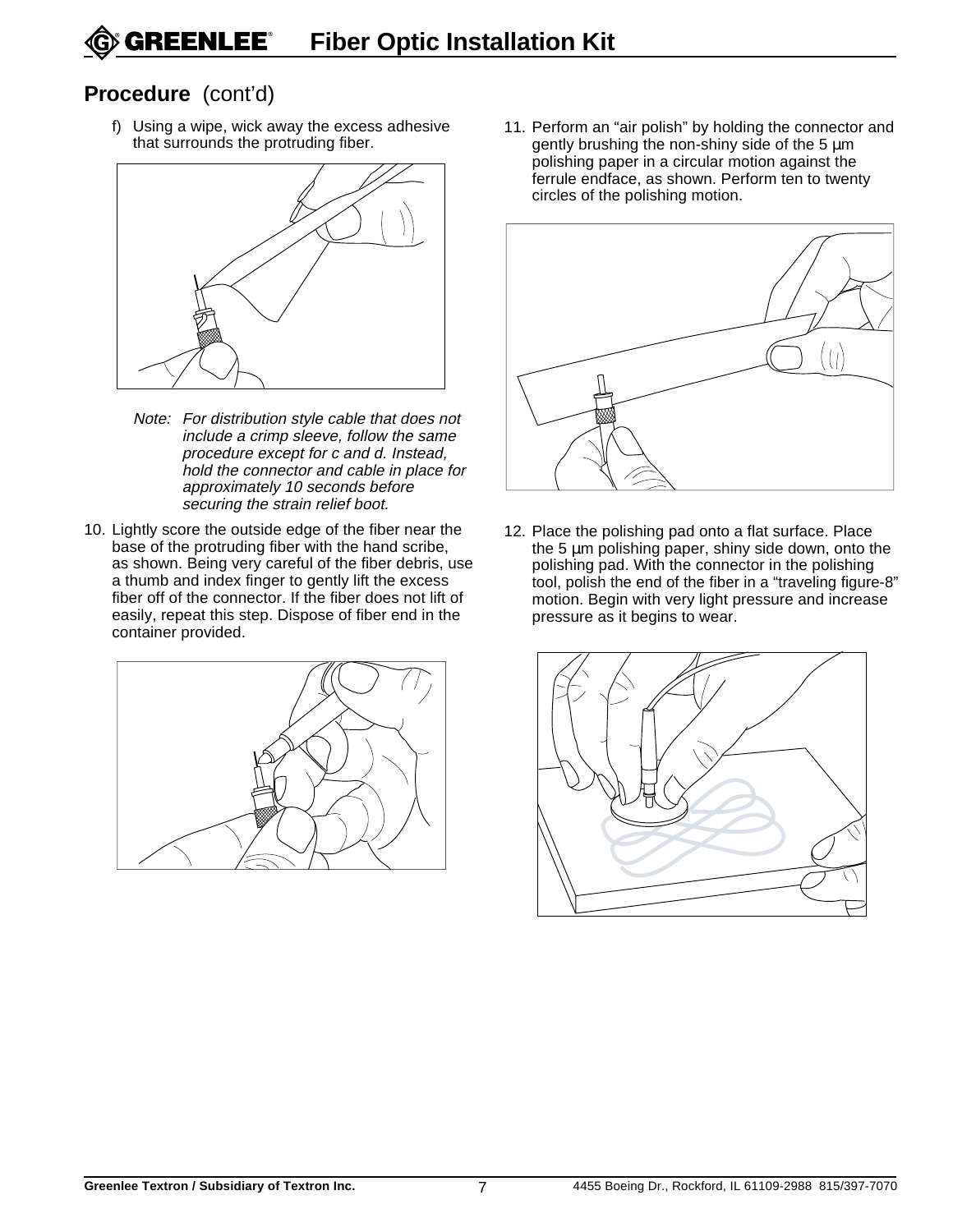## Procedure (cont'd)

f) Using a wipe, wick away the excess adhesive that surrounds the protruding fiber.

*Note: For distribution style cable that does not include a crimp sleeve, follow the same procedure except for c and d. Instead, hold the connector and cable in place for approximately 10 seconds before securing the strain relief boot.*

10. Lightly score the outside edge of the fiber near the base of the protruding fiber with the hand scribe, as shown. Being very careful of the fiber debris, use a thumb and index finger to gently lift the excess fiber off of the connector. If the fiber does not lift of easily, repeat this step. Dispose of fiber end in the container provided.

11. Perform an "air polish" by holding the connector and gently brushing the non-shiny side of the 5 µm polishing paper in a circular motion against the ferrule endface, as shown. Perform ten to twenty circles of the polishing motion.

12. Place the polishing pad onto a flat surface. Place the 5 µm polishing paper, shiny side down, onto the polishing pad. With the connector in the polishing tool, polish the end of the fiber in a "traveling figure-8" motion. Begin with very light pressure and increase pressure as it begins to wear.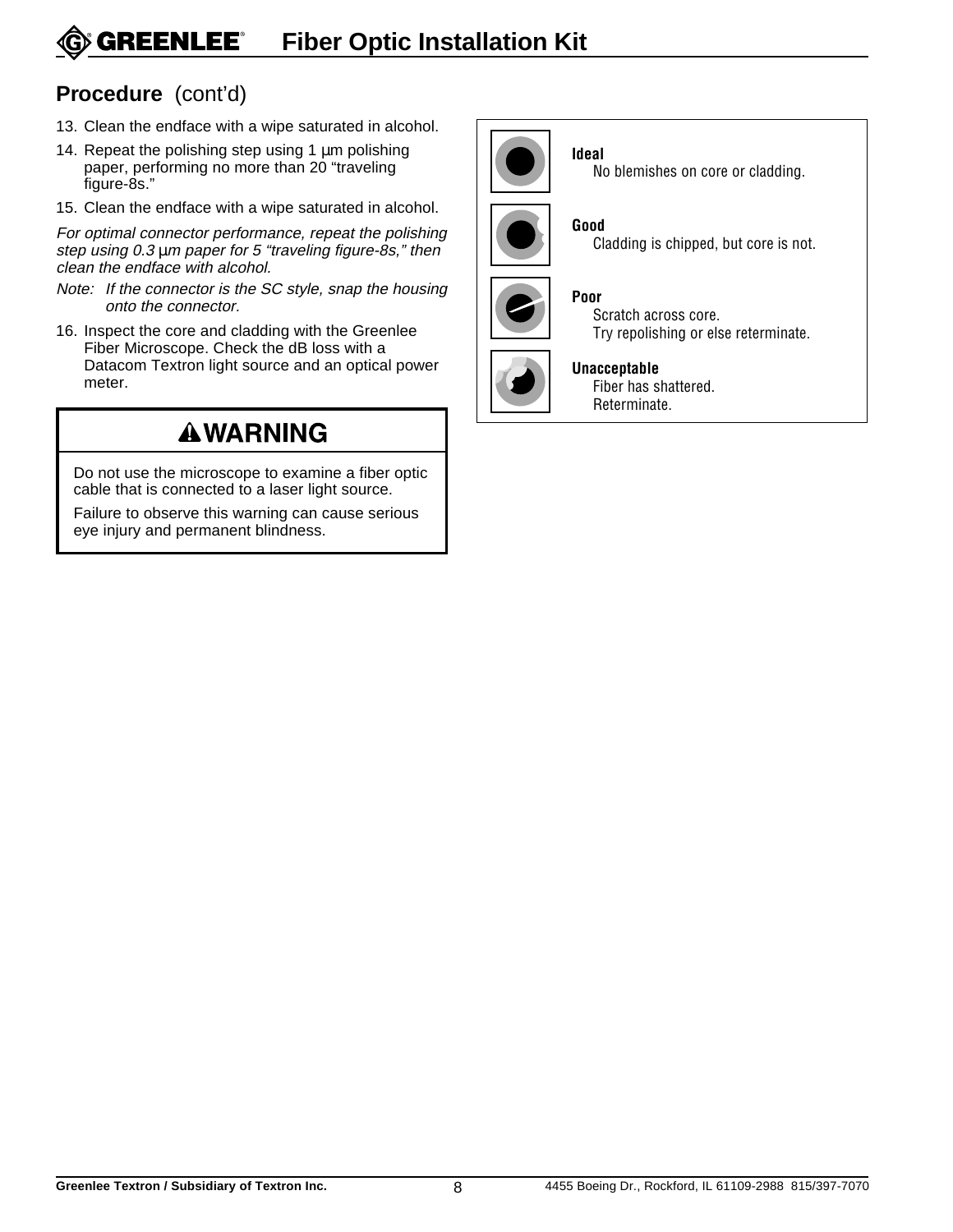## Procedure (cont'd)

13. Clean the endface with a wipe saturated in alcohol.
14. Repeat the polishing step using 1 µm polishing paper, performing no more than 20 "traveling figure-8s."
15. Clean the endface with a wipe saturated in alcohol.

*For optimal connector performance, repeat the polishing step using 0.3 µm paper for 5 "traveling figure-8s," then clean the endface with alcohol.*

*Note: If the connector is the SC style, snap the housing onto the connector.*

16. Inspect the core and cladding with the Greenlee Fiber Microscope. Check the dB loss with a Datacom Textron light source and an optical power meter.

### ⚠WARNING

Do not use the microscope to examine a fiber optic cable that is connected to a laser light source.

Failure to observe this warning can cause serious eye injury and permanent blindness.

**Ideal**
No blemishes on core or cladding.

**Good**
Cladding is chipped, but core is not.

**Poor**
Scratch across core.
Try repolishing or else reterminate.

**Unacceptable**
Fiber has shattered.
Reterminate.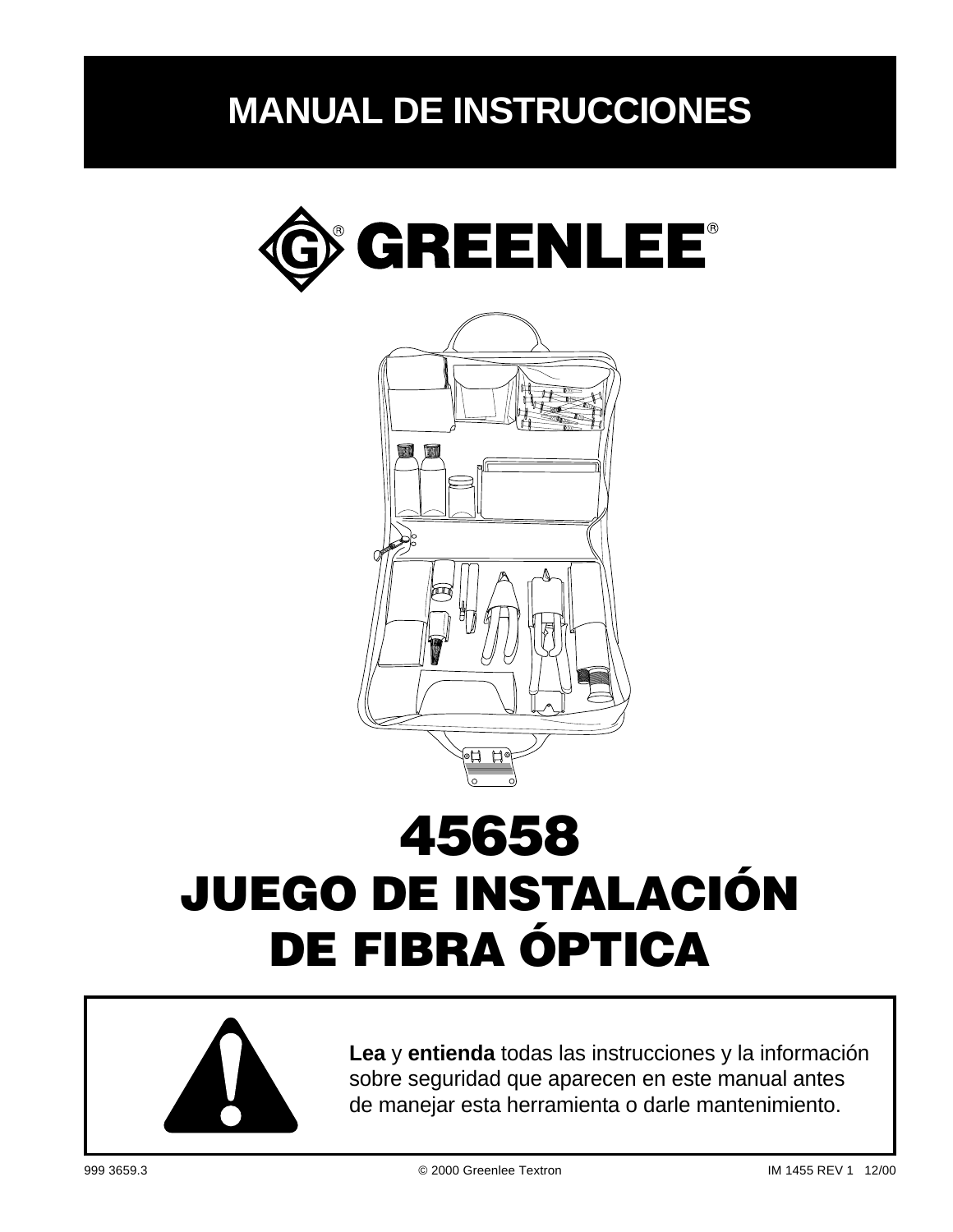# MANUAL DE INSTRUCCIONES

GREENLEE®

# 45658
# JUEGO DE INSTALACIÓN DE FIBRA ÓPTICA

**Lea** y **entienda** todas las instrucciones y la información sobre seguridad que aparecen en este manual antes de manejar esta herramienta o darle mantenimiento.

999 3659.3 © 2000 Greenlee Textron IM 1455 REV 1 12/00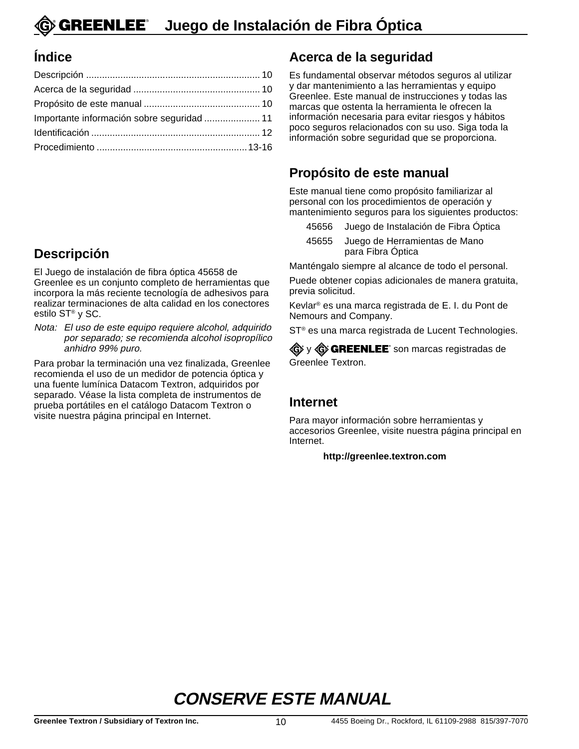# Juego de Instalación de Fibra Óptica

## Índice

Descripción .................................................................. 10
Acerca de la seguridad ................................................ 10
Propósito de este manual ............................................ 10
Importante información sobre seguridad ..................... 11
Identificación ................................................................ 12
Procedimiento ........................................................13-16

## Descripción

El Juego de instalación de fibra óptica 45658 de Greenlee es un conjunto completo de herramientas que incorpora la más reciente tecnología de adhesivos para realizar terminaciones de alta calidad en los conectores estilo ST® y SC.

*Nota: El uso de este equipo requiere alcohol, adquirido por separado; se recomienda alcohol isopropílico anhidro 99% puro.*

Para probar la terminación una vez finalizada, Greenlee recomienda el uso de un medidor de potencia óptica y una fuente lumínica Datacom Textron, adquiridos por separado. Véase la lista completa de instrumentos de prueba portátiles en el catálogo Datacom Textron o visite nuestra página principal en Internet.

## Acerca de la seguridad

Es fundamental observar métodos seguros al utilizar y dar mantenimiento a las herramientas y equipo Greenlee. Este manual de instrucciones y todas las marcas que ostenta la herramienta le ofrecen la información necesaria para evitar riesgos y hábitos poco seguros relacionados con su uso. Siga toda la información sobre seguridad que se proporciona.

## Propósito de este manual

Este manual tiene como propósito familiarizar al personal con los procedimientos de operación y mantenimiento seguros para los siguientes productos:

45656 Juego de Instalación de Fibra Óptica

45655 Juego de Herramientas de Mano para Fibra Óptica

Manténgalo siempre al alcance de todo el personal.

Puede obtener copias adicionales de manera gratuita, previa solicitud.

Kevlar® es una marca registrada de E. I. du Pont de Nemours and Company.

ST® es una marca registrada de Lucent Technologies.

G® y G® GREENLEE® son marcas registradas de Greenlee Textron.

## Internet

Para mayor información sobre herramientas y accesorios Greenlee, visite nuestra página principal en Internet.

**http://greenlee.textron.com**

## CONSERVE ESTE MANUAL

**Greenlee Textron / Subsidiary of Textron Inc.** 4455 Boeing Dr., Rockford, IL 61109-2988 815/397-7070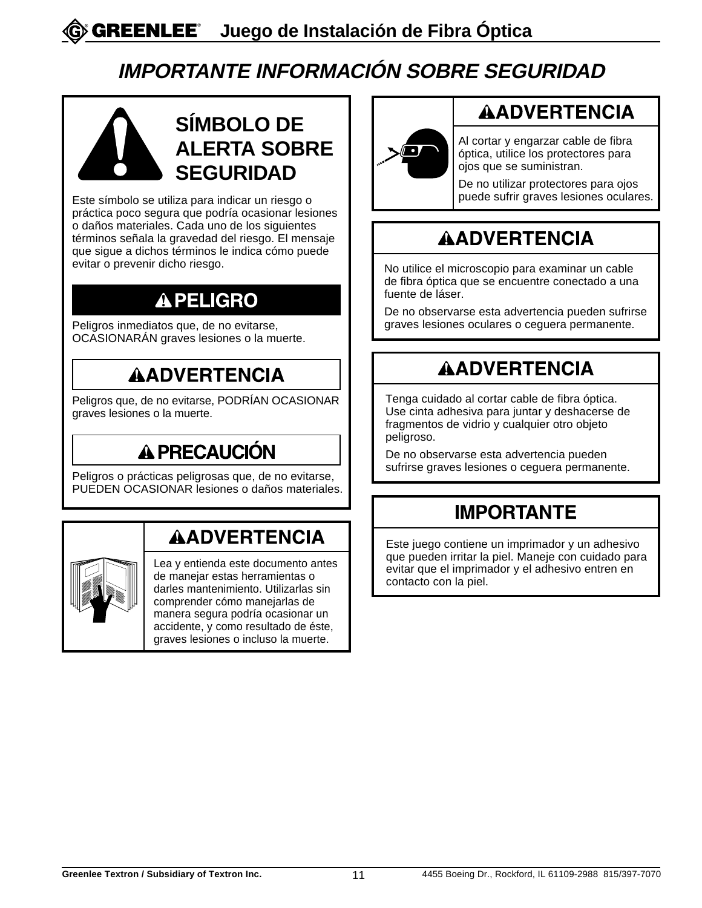# IMPORTANTE INFORMACIÓN SOBRE SEGURIDAD

## SÍMBOLO DE ALERTA SOBRE SEGURIDAD

Este símbolo se utiliza para indicar un riesgo o práctica poco segura que podría ocasionar lesiones o daños materiales. Cada uno de los siguientes términos señala la gravedad del riesgo. El mensaje que sigue a dichos términos le indica cómo puede evitar o prevenir dicho riesgo.

### ⚠ PELIGRO

Peligros inmediatos que, de no evitarse, OCASIONARÁN graves lesiones o la muerte.

### ⚠ ADVERTENCIA

Peligros que, de no evitarse, PODRÍAN OCASIONAR graves lesiones o la muerte.

### ⚠ PRECAUCIÓN

Peligros o prácticas peligrosas que, de no evitarse, PUEDEN OCASIONAR lesiones o daños materiales.

### ⚠ ADVERTENCIA

Lea y entienda este documento antes de manejar estas herramientas o darles mantenimiento. Utilizarlas sin comprender cómo manejarlas de manera segura podría ocasionar un accidente, y como resultado de éste, graves lesiones o incluso la muerte.

### ⚠ ADVERTENCIA

Al cortar y engarzar cable de fibra óptica, utilice los protectores para ojos que se suministran.

De no utilizar protectores para ojos puede sufrir graves lesiones oculares.

### ⚠ ADVERTENCIA

No utilice el microscopio para examinar un cable de fibra óptica que se encuentre conectado a una fuente de láser.

De no observarse esta advertencia pueden sufrirse graves lesiones oculares o ceguera permanente.

### ⚠ ADVERTENCIA

Tenga cuidado al cortar cable de fibra óptica. Use cinta adhesiva para juntar y deshacerse de fragmentos de vidrio y cualquier otro objeto peligroso.

De no observarse esta advertencia pueden sufrirse graves lesiones o ceguera permanente.

### IMPORTANTE

Este juego contiene un imprimador y un adhesivo que pueden irritar la piel. Maneje con cuidado para evitar que el imprimador y el adhesivo entren en contacto con la piel.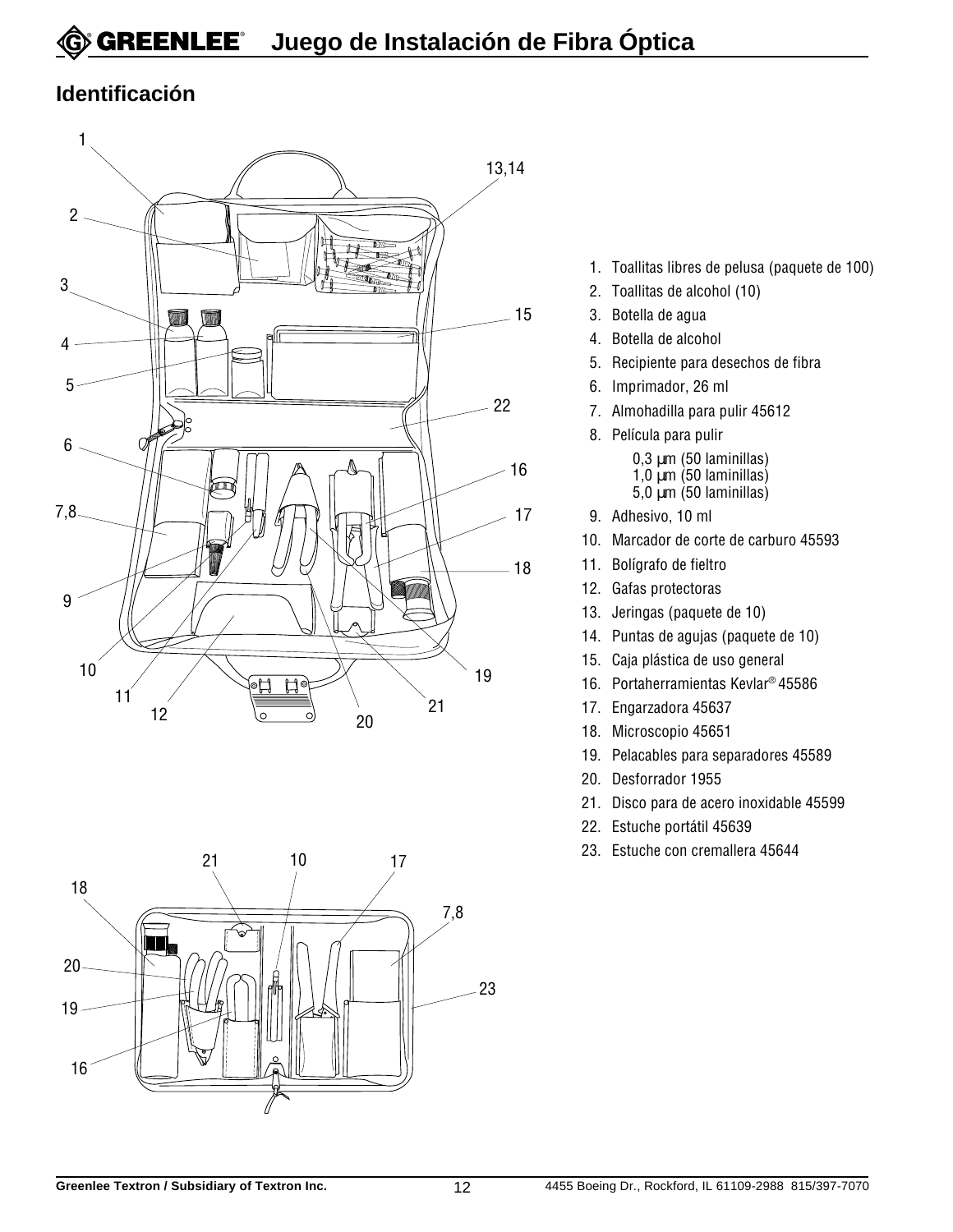## Identificación

1. Toallitas libres de pelusa (paquete de 100)
2. Toallitas de alcohol (10)
3. Botella de agua
4. Botella de alcohol
5. Recipiente para desechos de fibra
6. Imprimador, 26 ml
7. Almohadilla para pulir 45612
8. Película para pulir
   - 0,3 µm (50 laminillas)
   - 1,0 µm (50 laminillas)
   - 5,0 µm (50 laminillas)
9. Adhesivo, 10 ml
10. Marcador de corte de carburo 45593
11. Bolígrafo de fieltro
12. Gafas protectoras
13. Jeringas (paquete de 10)
14. Puntas de agujas (paquete de 10)
15. Caja plástica de uso general
16. Portaherramientas Kevlar® 45586
17. Engarzadora 45637
18. Microscopio 45651
19. Pelacables para separadores 45589
20. Desforrador 1955
21. Disco para de acero inoxidable 45599
22. Estuche portátil 45639
23. Estuche con cremallera 45644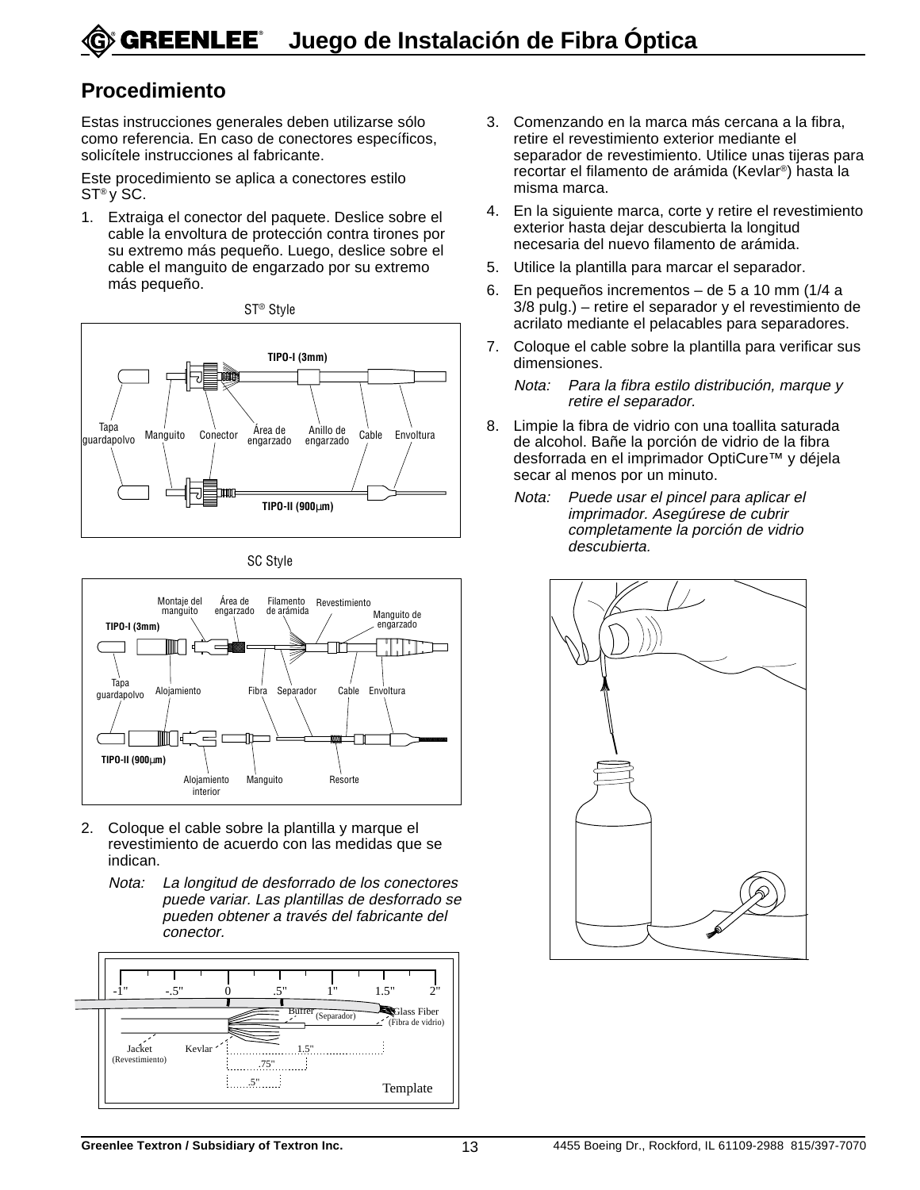## Procedimiento

Estas instrucciones generales deben utilizarse sólo como referencia. En caso de conectores específicos, solicítele instrucciones al fabricante.

Este procedimiento se aplica a conectores estilo ST® y SC.

1. Extraiga el conector del paquete. Deslice sobre el cable la envoltura de protección contra tirones por su extremo más pequeño. Luego, deslice sobre el cable el manguito de engarzado por su extremo más pequeño.

ST® Style

TIPO-I (3mm)

Tapa guardapolvo · Manguito · Conector · Área de engarzado · Anillo de engarzado · Cable · Envoltura

TIPO-II (900μm)

SC Style

Montaje del manguito · Área de engarzado · Filamento de arámida · Revestimiento · Manguito de engarzado

TIPO-I (3mm)

Tapa guardapolvo · Alojamiento · Fibra · Separador · Cable · Envoltura

TIPO-II (900μm)

Alojamiento interior · Manguito · Resorte

2. Coloque el cable sobre la plantilla y marque el revestimiento de acuerdo con las medidas que se indican.

   *Nota: La longitud de desforrado de los conectores puede variar. Las plantillas de desforrado se pueden obtener a través del fabricante del conector.*

-1" · -.5" · 0 · .5" · 1" · 1.5" · 2"

Buffer (Separador) · Glass Fiber (Fibra de vidrio) · Jacket (Revestimiento) · Kevlar · 1.5" · .75" · .5"

Template

3. Comenzando en la marca más cercana a la fibra, retire el revestimiento exterior mediante el separador de revestimiento. Utilice unas tijeras para recortar el filamento de arámida (Kevlar®) hasta la misma marca.
4. En la siguiente marca, corte y retire el revestimiento exterior hasta dejar descubierta la longitud necesaria del nuevo filamento de arámida.
5. Utilice la plantilla para marcar el separador.
6. En pequeños incrementos – de 5 a 10 mm (1/4 a 3/8 pulg.) – retire el separador y el revestimiento de acrilato mediante el pelacables para separadores.
7. Coloque el cable sobre la plantilla para verificar sus dimensiones.

   *Nota: Para la fibra estilo distribución, marque y retire el separador.*

8. Limpie la fibra de vidrio con una toallita saturada de alcohol. Bañe la porción de vidrio de la fibra desforrada en el imprimador OptiCure™ y déjela secar al menos por un minuto.

   *Nota: Puede usar el pincel para aplicar el imprimador. Asegúrese de cubrir completamente la porción de vidrio descubierta.*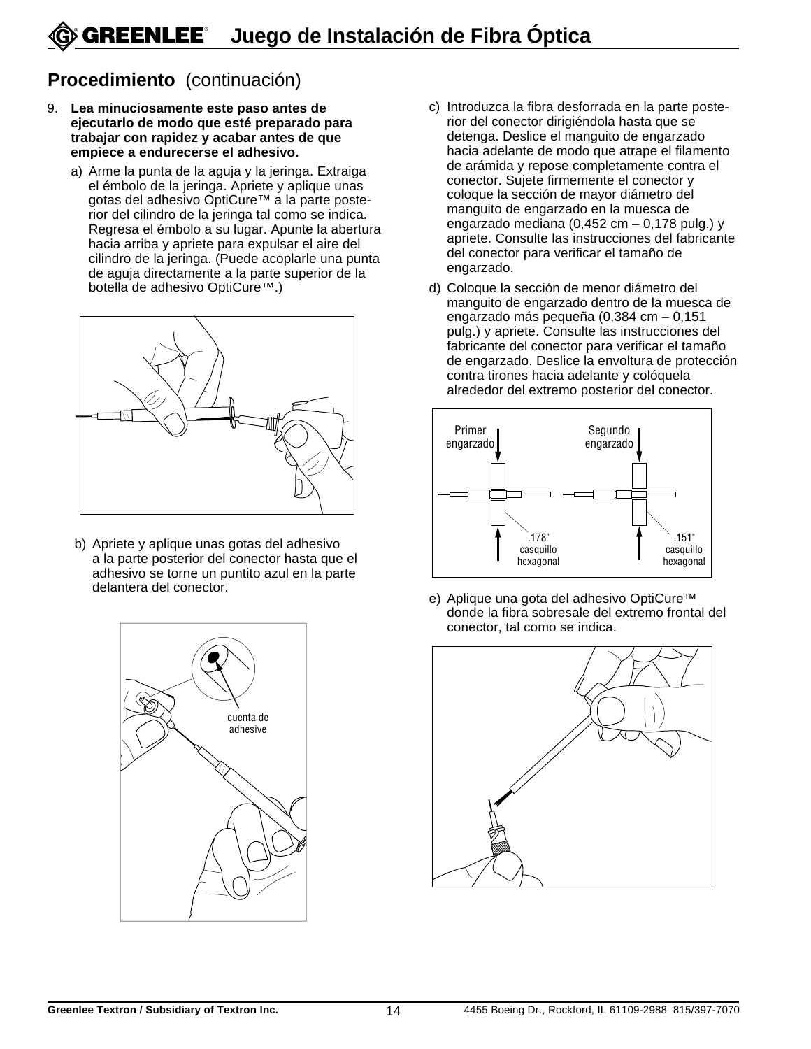## Procedimiento (continuación)

9. **Lea minuciosamente este paso antes de ejecutarlo de modo que esté preparado para trabajar con rapidez y acabar antes de que empiece a endurecerse el adhesivo.**

   a) Arme la punta de la aguja y la jeringa. Extraiga el émbolo de la jeringa. Apriete y aplique unas gotas del adhesivo OptiCure™ a la parte posterior del cilindro de la jeringa tal como se indica. Regresa el émbolo a su lugar. Apunte la abertura hacia arriba y apriete para expulsar el aire del cilindro de la jeringa. (Puede acoplarle una punta de aguja directamente a la parte superior de la botella de adhesivo OptiCure™.)

   b) Apriete y aplique unas gotas del adhesivo a la parte posterior del conector hasta que el adhesivo se torne un puntito azul en la parte delantera del conector.

   cuenta de adhesive

   c) Introduzca la fibra desforrada en la parte posterior del conector dirigiéndola hasta que se detenga. Deslice el manguito de engarzado hacia adelante de modo que atrape el filamento de arámida y repose completamente contra el conector. Sujete firmemente el conector y coloque la sección de mayor diámetro del manguito de engarzado en la muesca de engarzado mediana (0,452 cm – 0,178 pulg.) y apriete. Consulte las instrucciones del fabricante del conector para verificar el tamaño de engarzado.

   d) Coloque la sección de menor diámetro del manguito de engarzado dentro de la muesca de engarzado más pequeña (0,384 cm – 0,151 pulg.) y apriete. Consulte las instrucciones del fabricante del conector para verificar el tamaño de engarzado. Deslice la envoltura de protección contra tirones hacia adelante y colóquela alrededor del extremo posterior del conector.

   Primer engarzado — .178" casquillo hexagonal

   Segundo engarzado — .151" casquillo hexagonal

   e) Aplique una gota del adhesivo OptiCure™ donde la fibra sobresale del extremo frontal del conector, tal como se indica.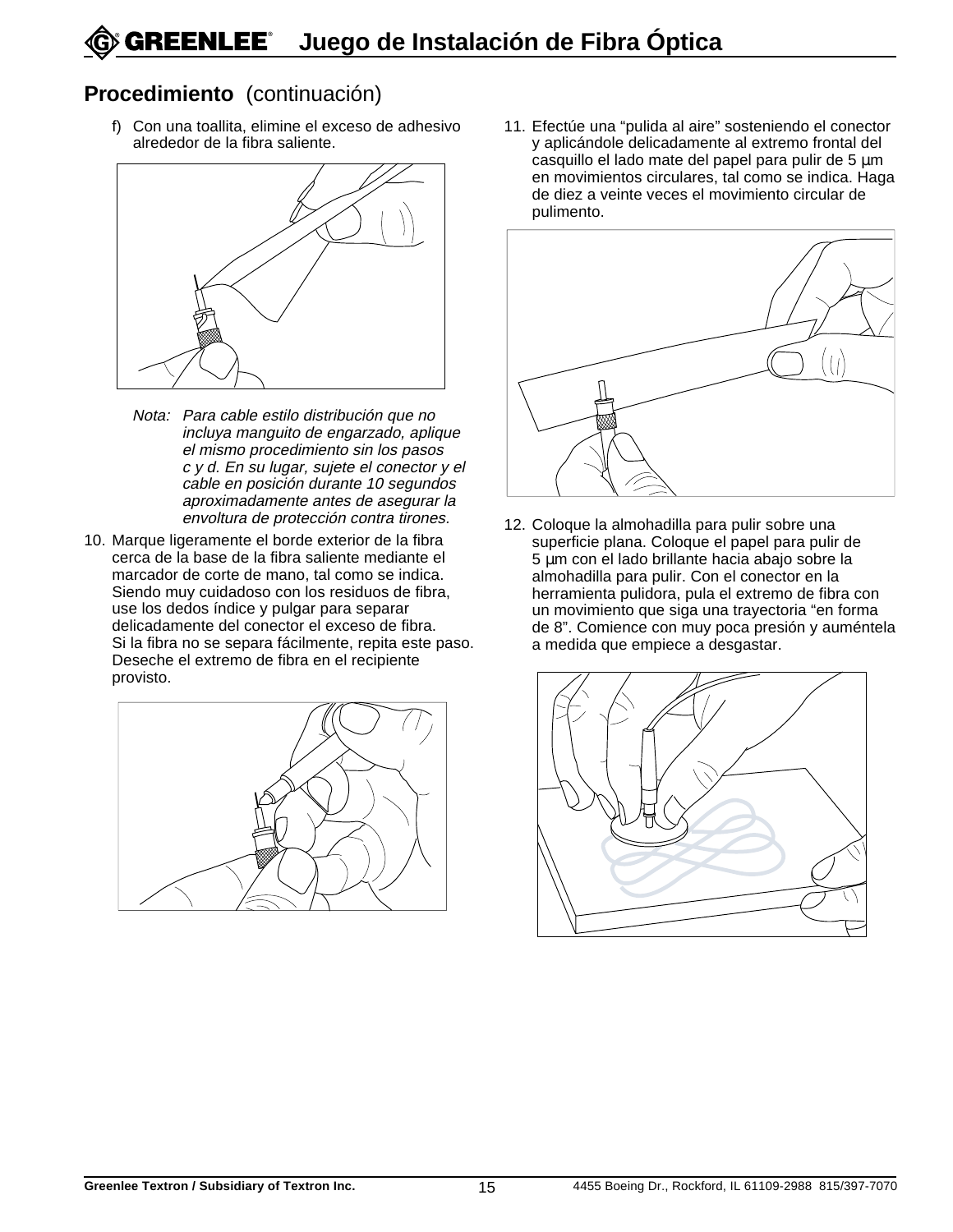## Procedimiento (continuación)

f) Con una toallita, elimine el exceso de adhesivo alrededor de la fibra saliente.

*Nota: Para cable estilo distribución que no incluya manguito de engarzado, aplique el mismo procedimiento sin los pasos c y d. En su lugar, sujete el conector y el cable en posición durante 10 segundos aproximadamente antes de asegurar la envoltura de protección contra tirones.*

10. Marque ligeramente el borde exterior de la fibra cerca de la base de la fibra saliente mediante el marcador de corte de mano, tal como se indica. Siendo muy cuidadoso con los residuos de fibra, use los dedos índice y pulgar para separar delicadamente del conector el exceso de fibra. Si la fibra no se separa fácilmente, repita este paso. Deseche el extremo de fibra en el recipiente provisto.

11. Efectúe una "pulida al aire" sosteniendo el conector y aplicándole delicadamente al extremo frontal del casquillo el lado mate del papel para pulir de 5 µm en movimientos circulares, tal como se indica. Haga de diez a veinte veces el movimiento circular de pulimento.

12. Coloque la almohadilla para pulir sobre una superficie plana. Coloque el papel para pulir de 5 µm con el lado brillante hacia abajo sobre la almohadilla para pulir. Con el conector en la herramienta pulidora, pula el extremo de fibra con un movimiento que siga una trayectoria "en forma de 8". Comience con muy poca presión y auméntela a medida que empiece a desgastar.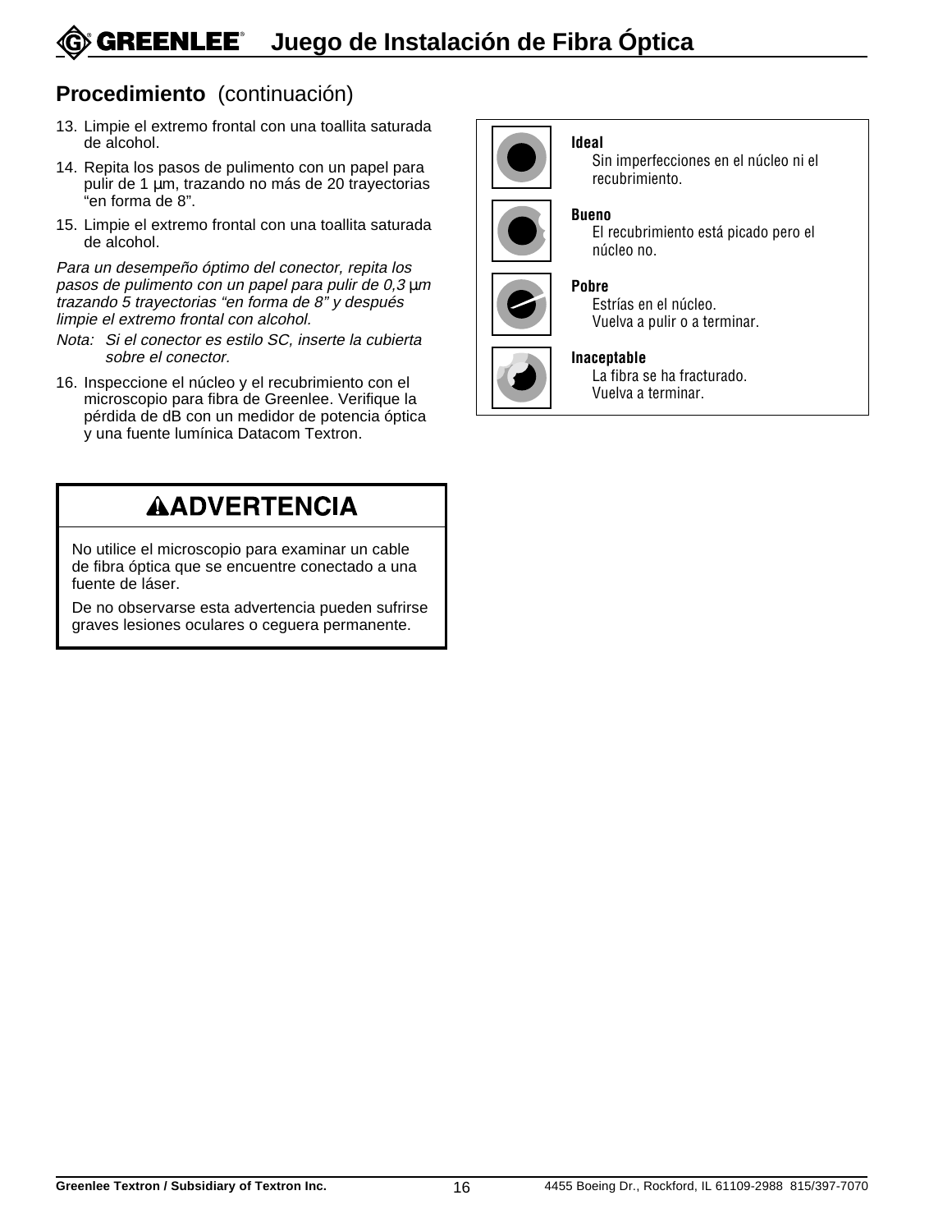## Procedimiento (continuación)

13. Limpie el extremo frontal con una toallita saturada de alcohol.
14. Repita los pasos de pulimento con un papel para pulir de 1 µm, trazando no más de 20 trayectorias “en forma de 8”.
15. Limpie el extremo frontal con una toallita saturada de alcohol.

*Para un desempeño óptimo del conector, repita los pasos de pulimento con un papel para pulir de 0,3 µm trazando 5 trayectorias “en forma de 8” y después limpie el extremo frontal con alcohol.*

*Nota: Si el conector es estilo SC, inserte la cubierta sobre el conector.*

16. Inspeccione el núcleo y el recubrimiento con el microscopio para fibra de Greenlee. Verifique la pérdida de dB con un medidor de potencia óptica y una fuente lumínica Datacom Textron.

**Ideal**
Sin imperfecciones en el núcleo ni el recubrimiento.

**Bueno**
El recubrimiento está picado pero el núcleo no.

**Pobre**
Estrías en el núcleo.
Vuelva a pulir o a terminar.

**Inaceptable**
La fibra se ha fracturado.
Vuelva a terminar.

### ⚠ADVERTENCIA

No utilice el microscopio para examinar un cable de fibra óptica que se encuentre conectado a una fuente de láser.

De no observarse esta advertencia pueden sufrirse graves lesiones oculares o ceguera permanente.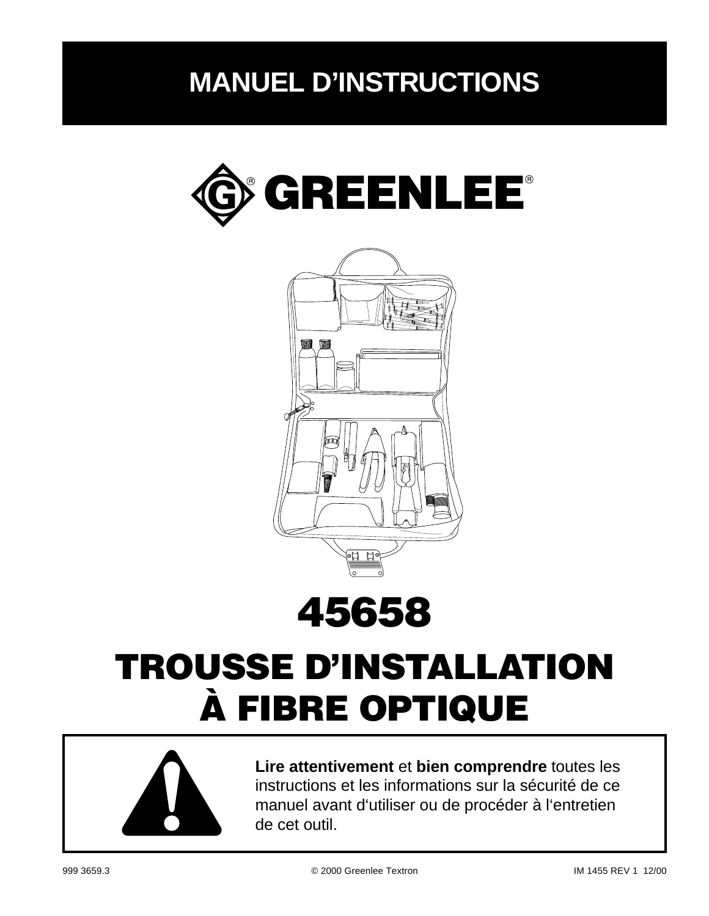# MANUEL D'INSTRUCTIONS

GREENLEE®

# 45658

# TROUSSE D'INSTALLATION À FIBRE OPTIQUE

**Lire attentivement** et **bien comprendre** toutes les instructions et les informations sur la sécurité de ce manuel avant d'utiliser ou de procéder à l'entretien de cet outil.

999 3659.3 © 2000 Greenlee Textron IM 1455 REV 1 12/00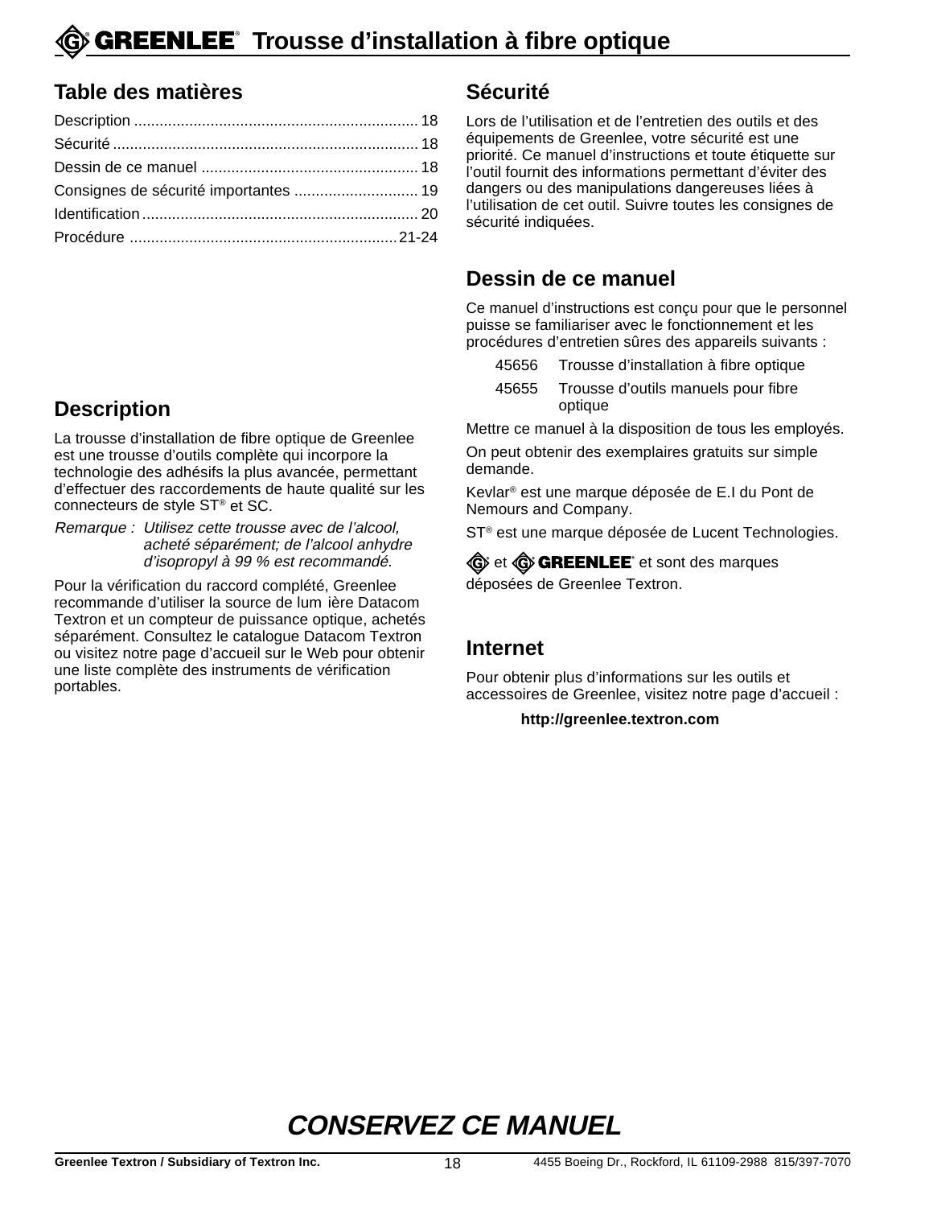# Trousse d'installation à fibre optique

## Table des matières

Description .................................................................. 18
Sécurité ....................................................................... 18
Dessin de ce manuel .................................................. 18
Consignes de sécurité importantes ............................. 19
Identification ................................................................. 20
Procédure ............................................................. 21-24

## Description

La trousse d'installation de fibre optique de Greenlee est une trousse d'outils complète qui incorpore la technologie des adhésifs la plus avancée, permettant d'effectuer des raccordements de haute qualité sur les connecteurs de style ST® et SC.

*Remarque : Utilisez cette trousse avec de l'alcool, acheté séparément; de l'alcool anhydre d'isopropyl à 99 % est recommandé.*

Pour la vérification du raccord complété, Greenlee recommande d'utiliser la source de lumière Datacom Textron et un compteur de puissance optique, achetés séparément. Consultez le catalogue Datacom Textron ou visitez notre page d'accueil sur le Web pour obtenir une liste complète des instruments de vérification portables.

## Sécurité

Lors de l'utilisation et de l'entretien des outils et des équipements de Greenlee, votre sécurité est une priorité. Ce manuel d'instructions et toute étiquette sur l'outil fournit des informations permettant d'éviter des dangers ou des manipulations dangereuses liées à l'utilisation de cet outil. Suivre toutes les consignes de sécurité indiquées.

## Dessin de ce manuel

Ce manuel d'instructions est conçu pour que le personnel puisse se familiariser avec le fonctionnement et les procédures d'entretien sûres des appareils suivants :

- 45656 Trousse d'installation à fibre optique
- 45655 Trousse d'outils manuels pour fibre optique

Mettre ce manuel à la disposition de tous les employés.

On peut obtenir des exemplaires gratuits sur simple demande.

Kevlar® est une marque déposée de E.I du Pont de Nemours and Company.

ST® est une marque déposée de Lucent Technologies.

G et G GREENLEE® et sont des marques déposées de Greenlee Textron.

## Internet

Pour obtenir plus d'informations sur les outils et accessoires de Greenlee, visitez notre page d'accueil :

**http://greenlee.textron.com**

**CONSERVEZ CE MANUEL**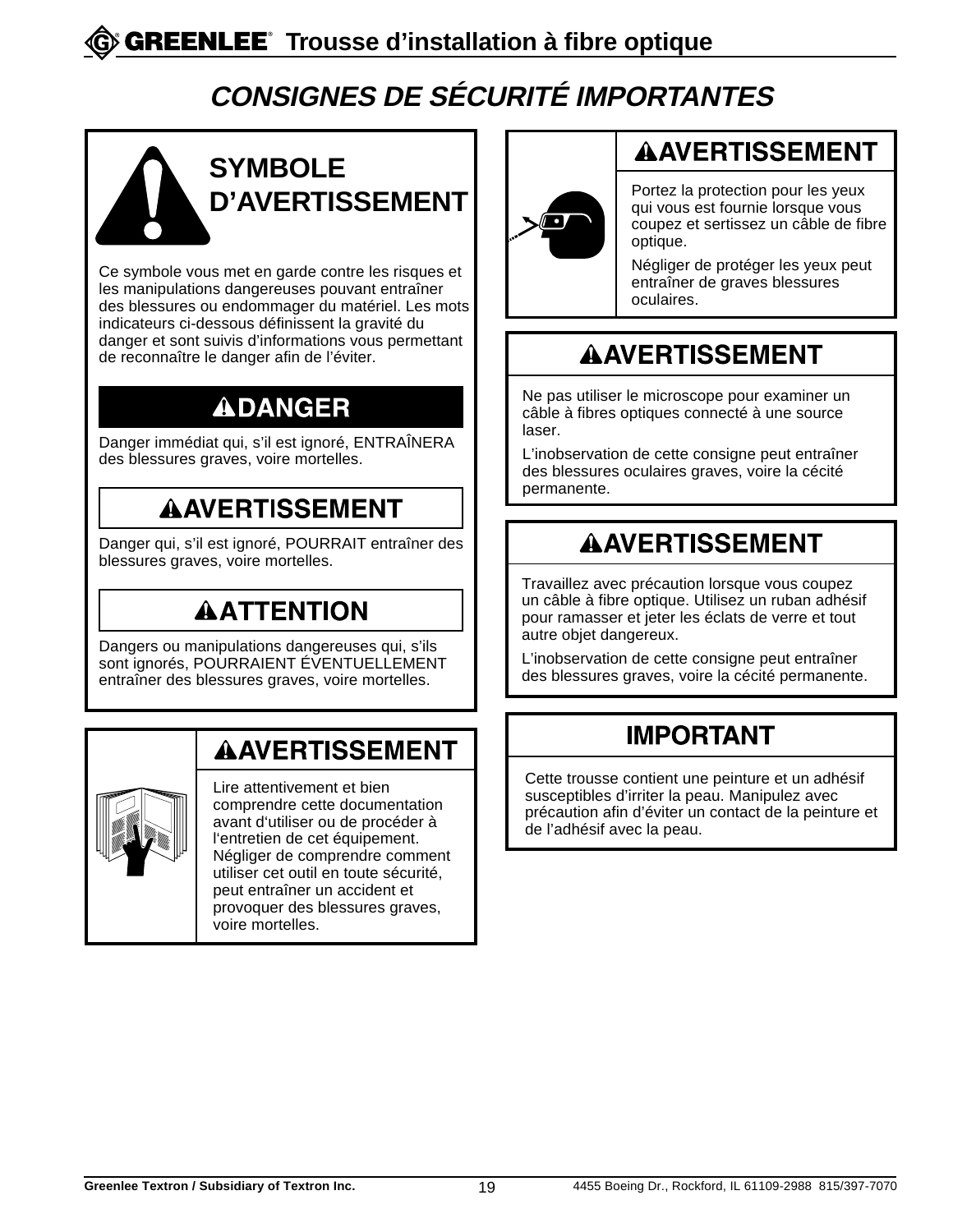# CONSIGNES DE SÉCURITÉ IMPORTANTES

## SYMBOLE D'AVERTISSEMENT

Ce symbole vous met en garde contre les risques et les manipulations dangereuses pouvant entraîner des blessures ou endommager du matériel. Les mots indicateurs ci-dessous définissent la gravité du danger et sont suivis d'informations vous permettant de reconnaître le danger afin de l'éviter.

### ⚠DANGER

Danger immédiat qui, s'il est ignoré, ENTRAÎNERA des blessures graves, voire mortelles.

### ⚠AVERTISSEMENT

Danger qui, s'il est ignoré, POURRAIT entraîner des blessures graves, voire mortelles.

### ⚠ATTENTION

Dangers ou manipulations dangereuses qui, s'ils sont ignorés, POURRAIENT ÉVENTUELLEMENT entraîner des blessures graves, voire mortelles.

### ⚠AVERTISSEMENT

Lire attentivement et bien comprendre cette documentation avant d'utiliser ou de procéder à l'entretien de cet équipement. Négliger de comprendre comment utiliser cet outil en toute sécurité, peut entraîner un accident et provoquer des blessures graves, voire mortelles.

### ⚠AVERTISSEMENT

Portez la protection pour les yeux qui vous est fournie lorsque vous coupez et sertissez un câble de fibre optique.

Négliger de protéger les yeux peut entraîner de graves blessures oculaires.

### ⚠AVERTISSEMENT

Ne pas utiliser le microscope pour examiner un câble à fibres optiques connecté à une source laser.

L'inobservation de cette consigne peut entraîner des blessures oculaires graves, voire la cécité permanente.

### ⚠AVERTISSEMENT

Travaillez avec précaution lorsque vous coupez un câble à fibre optique. Utilisez un ruban adhésif pour ramasser et jeter les éclats de verre et tout autre objet dangereux.

L'inobservation de cette consigne peut entraîner des blessures graves, voire la cécité permanente.

### IMPORTANT

Cette trousse contient une peinture et un adhésif susceptibles d'irriter la peau. Manipulez avec précaution afin d'éviter un contact de la peinture et de l'adhésif avec la peau.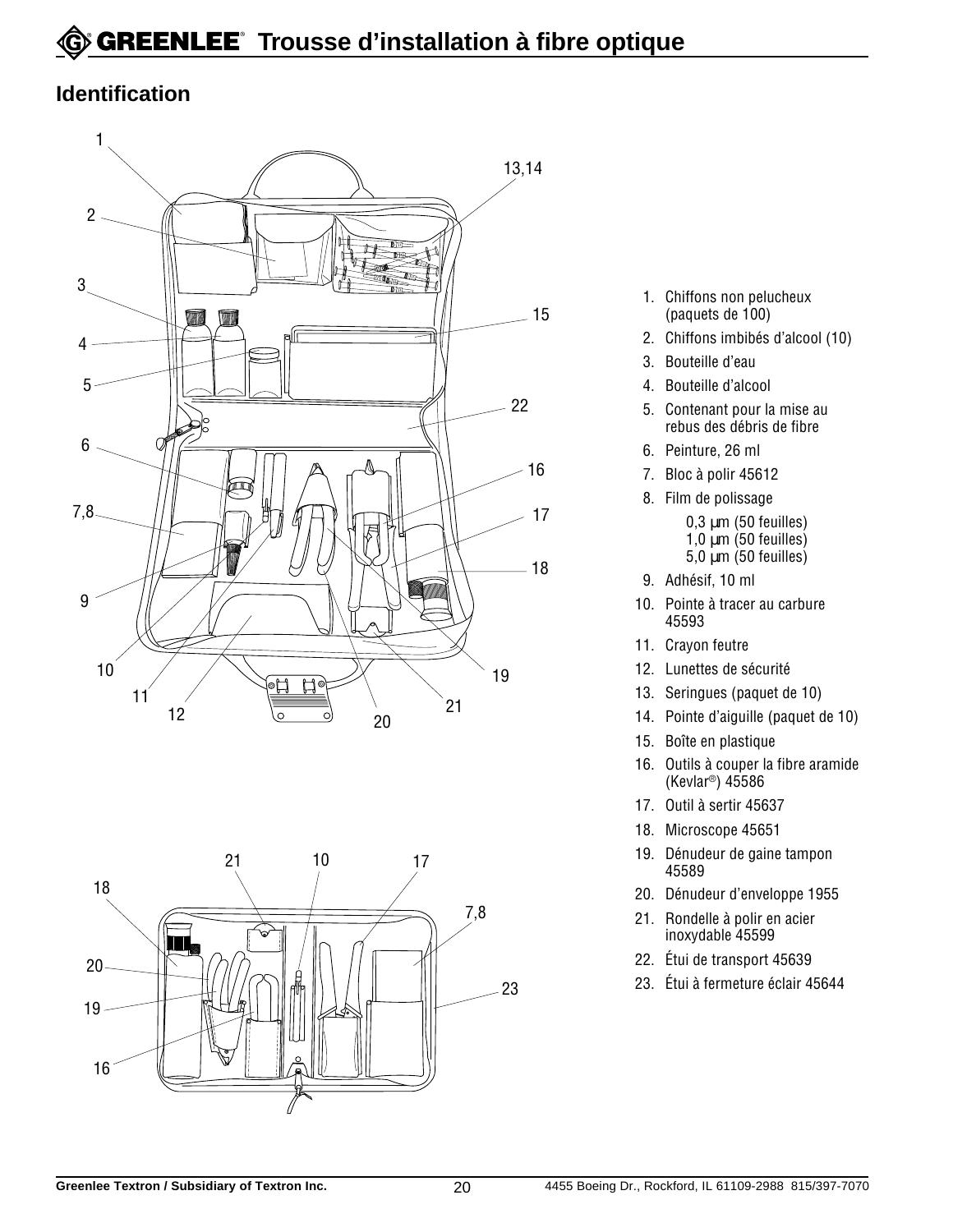## Identification

1. Chiffons non pelucheux (paquets de 100)
2. Chiffons imbibés d'alcool (10)
3. Bouteille d'eau
4. Bouteille d'alcool
5. Contenant pour la mise au rebus des débris de fibre
6. Peinture, 26 ml
7. Bloc à polir 45612
8. Film de polissage
   - 0,3 µm (50 feuilles)
   - 1,0 µm (50 feuilles)
   - 5,0 µm (50 feuilles)
9. Adhésif, 10 ml
10. Pointe à tracer au carbure 45593
11. Crayon feutre
12. Lunettes de sécurité
13. Seringues (paquet de 10)
14. Pointe d'aiguille (paquet de 10)
15. Boîte en plastique
16. Outils à couper la fibre aramide (Kevlar®) 45586
17. Outil à sertir 45637
18. Microscope 45651
19. Dénudeur de gaine tampon 45589
20. Dénudeur d'enveloppe 1955
21. Rondelle à polir en acier inoxydable 45599
22. Étui de transport 45639
23. Étui à fermeture éclair 45644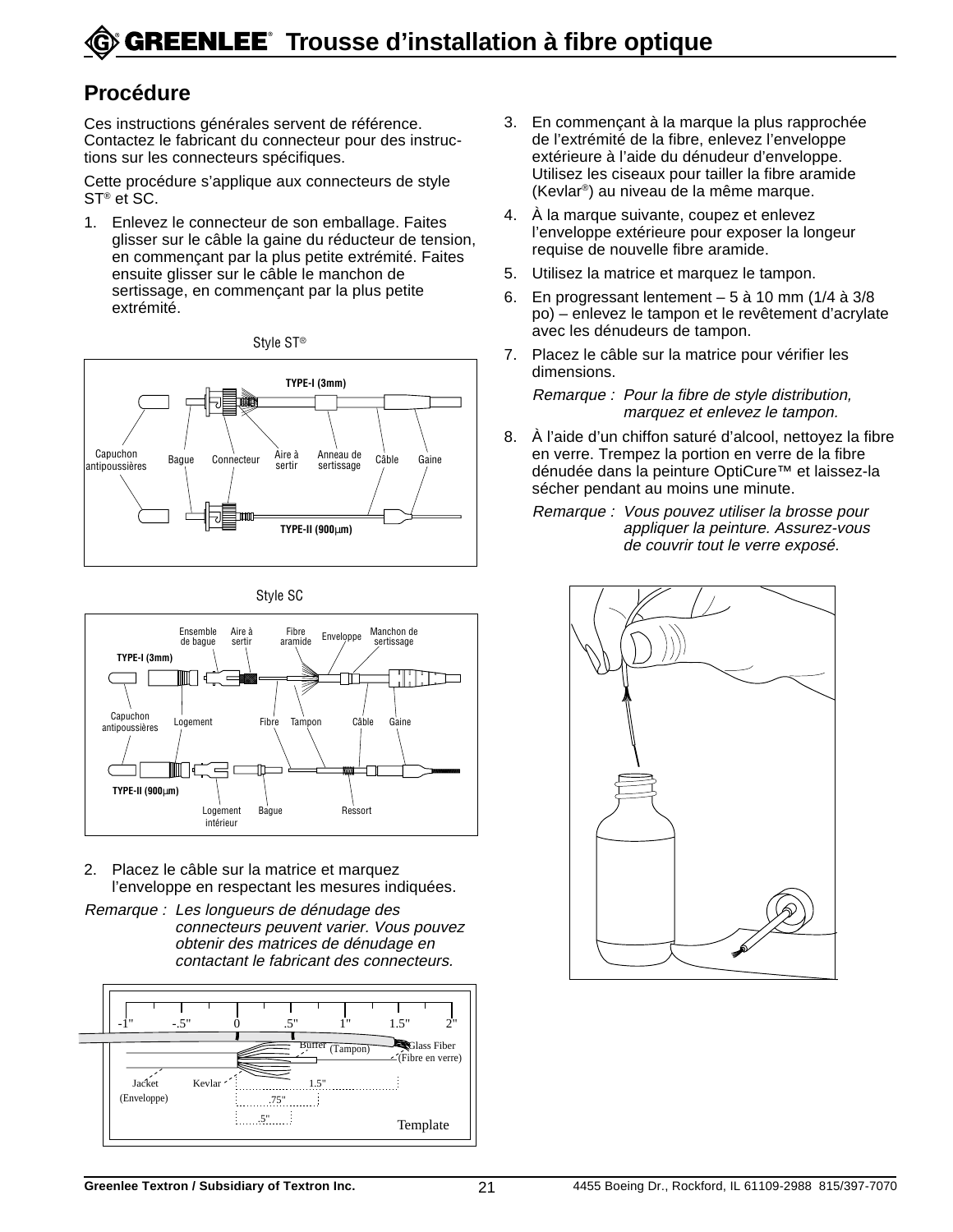## Procédure

Ces instructions générales servent de référence. Contactez le fabricant du connecteur pour des instructions sur les connecteurs spécifiques.

Cette procédure s'applique aux connecteurs de style ST® et SC.

1. Enlevez le connecteur de son emballage. Faites glisser sur le câble la gaine du réducteur de tension, en commençant par la plus petite extrémité. Faites ensuite glisser sur le câble le manchon de sertissage, en commençant par la plus petite extrémité.

Style ST®

TYPE-I (3mm)

Capuchon antipoussières · Bague · Connecteur · Aire à sertir · Anneau de sertissage · Câble · Gaine

TYPE-II (900μm)

Style SC

Ensemble de bague · Aire à sertir · Fibre aramide · Enveloppe · Manchon de sertissage

TYPE-I (3mm)

Capuchon antipoussières · Logement · Fibre · Tampon · Câble · Gaine

TYPE-II (900μm)

Logement intérieur · Bague · Ressort

2. Placez le câble sur la matrice et marquez l'enveloppe en respectant les mesures indiquées.

*Remarque : Les longueurs de dénudage des connecteurs peuvent varier. Vous pouvez obtenir des matrices de dénudage en contactant le fabricant des connecteurs.*

-1" · -.5" · 0 · .5" · 1" · 1.5" · 2"

Buffer (Tampon) · Glass Fiber (Fibre en verre) · Jacket (Enveloppe) · Kevlar · 1.5" · .75" · .5"

Template

3. En commençant à la marque la plus rapprochée de l'extrémité de la fibre, enlevez l'enveloppe extérieure à l'aide du dénudeur d'enveloppe. Utilisez les ciseaux pour tailler la fibre aramide (Kevlar®) au niveau de la même marque.
4. À la marque suivante, coupez et enlevez l'enveloppe extérieure pour exposer la longeur requise de nouvelle fibre aramide.
5. Utilisez la matrice et marquez le tampon.
6. En progressant lentement – 5 à 10 mm (1/4 à 3/8 po) – enlevez le tampon et le revêtement d'acrylate avec les dénudeurs de tampon.
7. Placez le câble sur la matrice pour vérifier les dimensions.

   *Remarque : Pour la fibre de style distribution, marquez et enlevez le tampon.*

8. À l'aide d'un chiffon saturé d'alcool, nettoyez la fibre en verre. Trempez la portion en verre de la fibre dénudée dans la peinture OptiCure™ et laissez-la sécher pendant au moins une minute.

   *Remarque : Vous pouvez utiliser la brosse pour appliquer la peinture. Assurez-vous de couvrir tout le verre exposé.*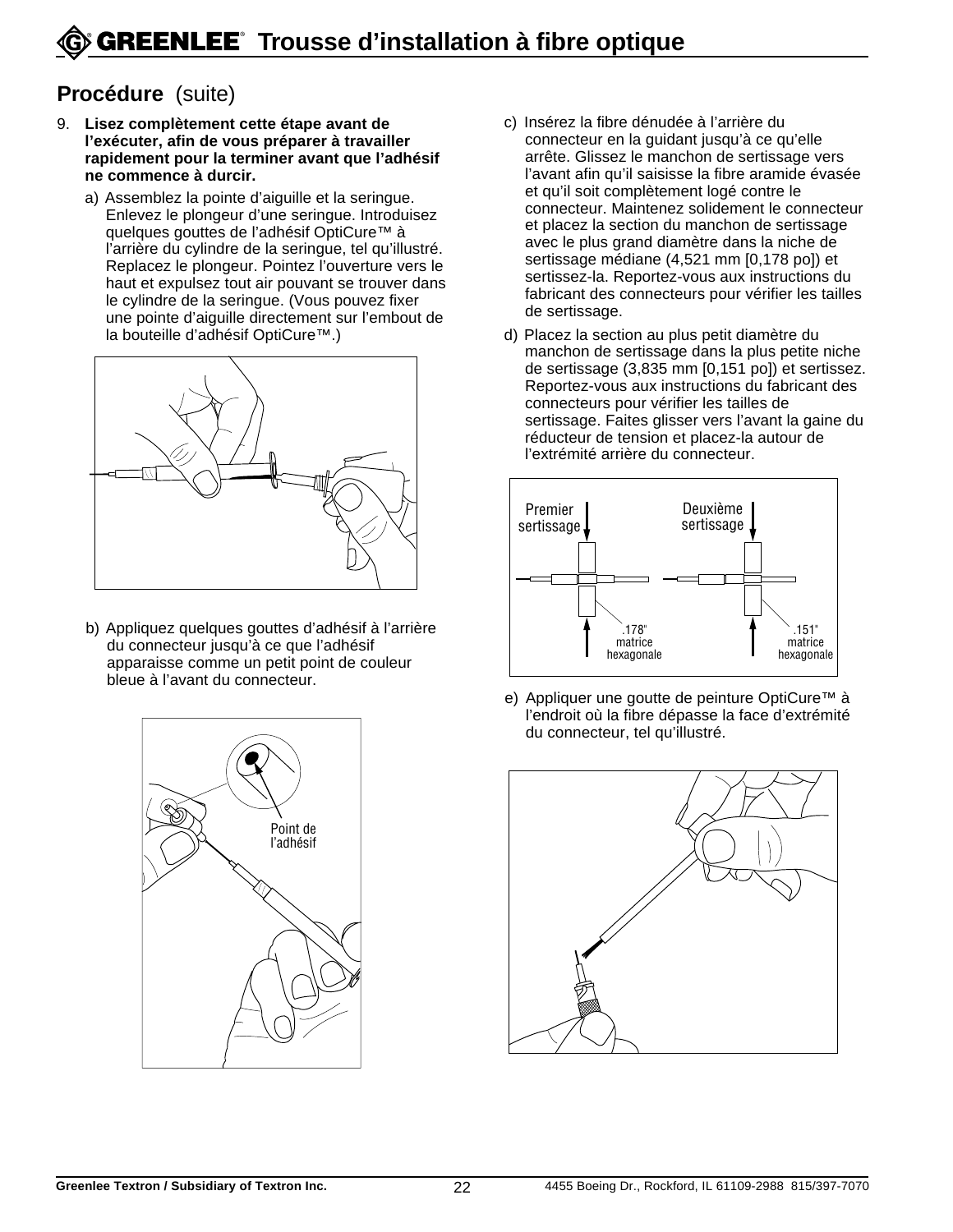## Procédure (suite)

9. **Lisez complètement cette étape avant de l'exécuter, afin de vous préparer à travailler rapidement pour la terminer avant que l'adhésif ne commence à durcir.**

   a) Assemblez la pointe d'aiguille et la seringue. Enlevez le plongeur d'une seringue. Introduisez quelques gouttes de l'adhésif OptiCure™ à l'arrière du cylindre de la seringue, tel qu'illustré. Replacez le plongeur. Pointez l'ouverture vers le haut et expulsez tout air pouvant se trouver dans le cylindre de la seringue. (Vous pouvez fixer une pointe d'aiguille directement sur l'embout de la bouteille d'adhésif OptiCure™.)

   b) Appliquez quelques gouttes d'adhésif à l'arrière du connecteur jusqu'à ce que l'adhésif apparaisse comme un petit point de couleur bleue à l'avant du connecteur.

   Point de l'adhésif

   c) Insérez la fibre dénudée à l'arrière du connecteur en la guidant jusqu'à ce qu'elle arrête. Glissez le manchon de sertissage vers l'avant afin qu'il saisisse la fibre aramide évasée et qu'il soit complètement logé contre le connecteur. Maintenez solidement le connecteur et placez la section du manchon de sertissage avec le plus grand diamètre dans la niche de sertissage médiane (4,521 mm [0,178 po]) et sertissez-la. Reportez-vous aux instructions du fabricant des connecteurs pour vérifier les tailles de sertissage.

   d) Placez la section au plus petit diamètre du manchon de sertissage dans la plus petite niche de sertissage (3,835 mm [0,151 po]) et sertissez. Reportez-vous aux instructions du fabricant des connecteurs pour vérifier les tailles de sertissage. Faites glisser vers l'avant la gaine du réducteur de tension et placez-la autour de l'extrémité arrière du connecteur.

   Premier sertissage — .178" matrice hexagonale

   Deuxième sertissage — .151" matrice hexagonale

   e) Appliquer une goutte de peinture OptiCure™ à l'endroit où la fibre dépasse la face d'extrémité du connecteur, tel qu'illustré.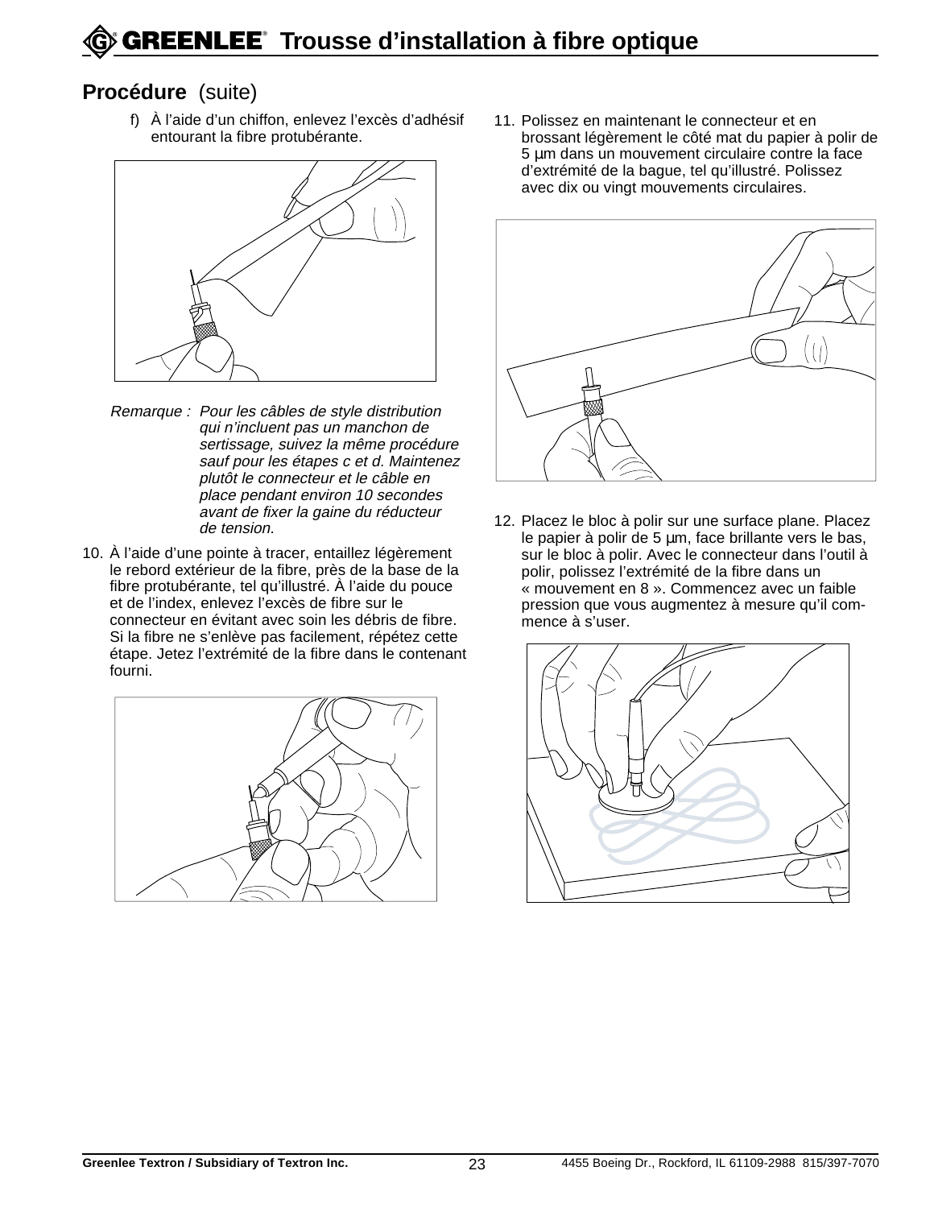## Procédure (suite)

f) À l'aide d'un chiffon, enlevez l'excès d'adhésif entourant la fibre protubérante.

*Remarque : Pour les câbles de style distribution qui n'incluent pas un manchon de sertissage, suivez la même procédure sauf pour les étapes c et d. Maintenez plutôt le connecteur et le câble en place pendant environ 10 secondes avant de fixer la gaine du réducteur de tension.*

10. À l'aide d'une pointe à tracer, entaillez légèrement le rebord extérieur de la fibre, près de la base de la fibre protubérante, tel qu'illustré. À l'aide du pouce et de l'index, enlevez l'excès de fibre sur le connecteur en évitant avec soin les débris de fibre. Si la fibre ne s'enlève pas facilement, répétez cette étape. Jetez l'extrémité de la fibre dans le contenant fourni.

11. Polissez en maintenant le connecteur et en brossant légèrement le côté mat du papier à polir de 5 µm dans un mouvement circulaire contre la face d'extrémité de la bague, tel qu'illustré. Polissez avec dix ou vingt mouvements circulaires.

12. Placez le bloc à polir sur une surface plane. Placez le papier à polir de 5 µm, face brillante vers le bas, sur le bloc à polir. Avec le connecteur dans l'outil à polir, polissez l'extrémité de la fibre dans un « mouvement en 8 ». Commencez avec un faible pression que vous augmentez à mesure qu'il commence à s'user.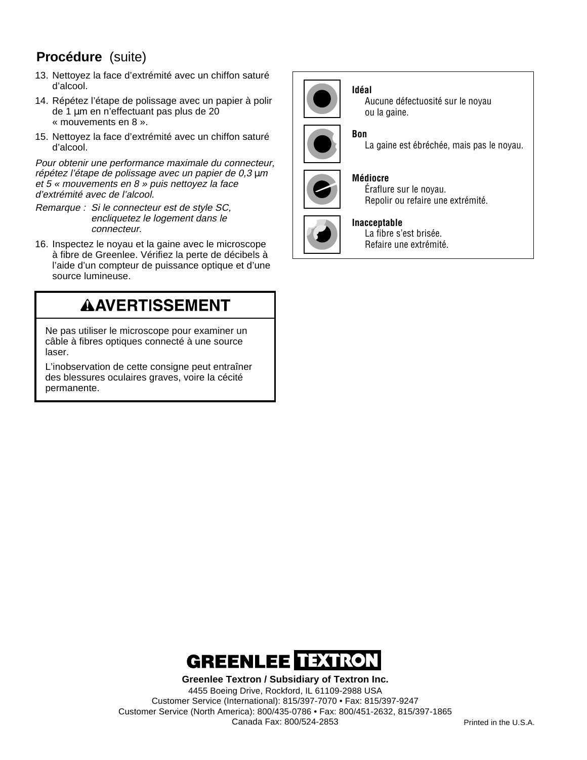## Procédure (suite)

13. Nettoyez la face d'extrémité avec un chiffon saturé d'alcool.
14. Répétez l'étape de polissage avec un papier à polir de 1 µm en n'effectuant pas plus de 20 « mouvements en 8 ».
15. Nettoyez la face d'extrémité avec un chiffon saturé d'alcool.

*Pour obtenir une performance maximale du connecteur, répétez l'étape de polissage avec un papier de 0,3 µm et 5 « mouvements en 8 » puis nettoyez la face d'extrémité avec de l'alcool.*

*Remarque : Si le connecteur est de style SC, encliquetez le logement dans le connecteur.*

16. Inspectez le noyau et la gaine avec le microscope à fibre de Greenlee. Vérifiez la perte de décibels à l'aide d'un compteur de puissance optique et d'une source lumineuse.

**⚠AVERTISSEMENT**

Ne pas utiliser le microscope pour examiner un câble à fibres optiques connecté à une source laser.

L'inobservation de cette consigne peut entraîner des blessures oculaires graves, voire la cécité permanente.

**Idéal**
Aucune défectuosité sur le noyau ou la gaine.

**Bon**
La gaine est ébréchée, mais pas le noyau.

**Médiocre**
Éraflure sur le noyau.
Repolir ou refaire une extrémité.

**Inacceptable**
La fibre s'est brisée.
Refaire une extrémité.

GREENLEE TEXTRON

**Greenlee Textron / Subsidiary of Textron Inc.**
4455 Boeing Drive, Rockford, IL 61109-2988 USA
Customer Service (International): 815/397-7070 • Fax: 815/397-9247
Customer Service (North America): 800/435-0786 • Fax: 800/451-2632, 815/397-1865
Canada Fax: 800/524-2853

Printed in the U.S.A.